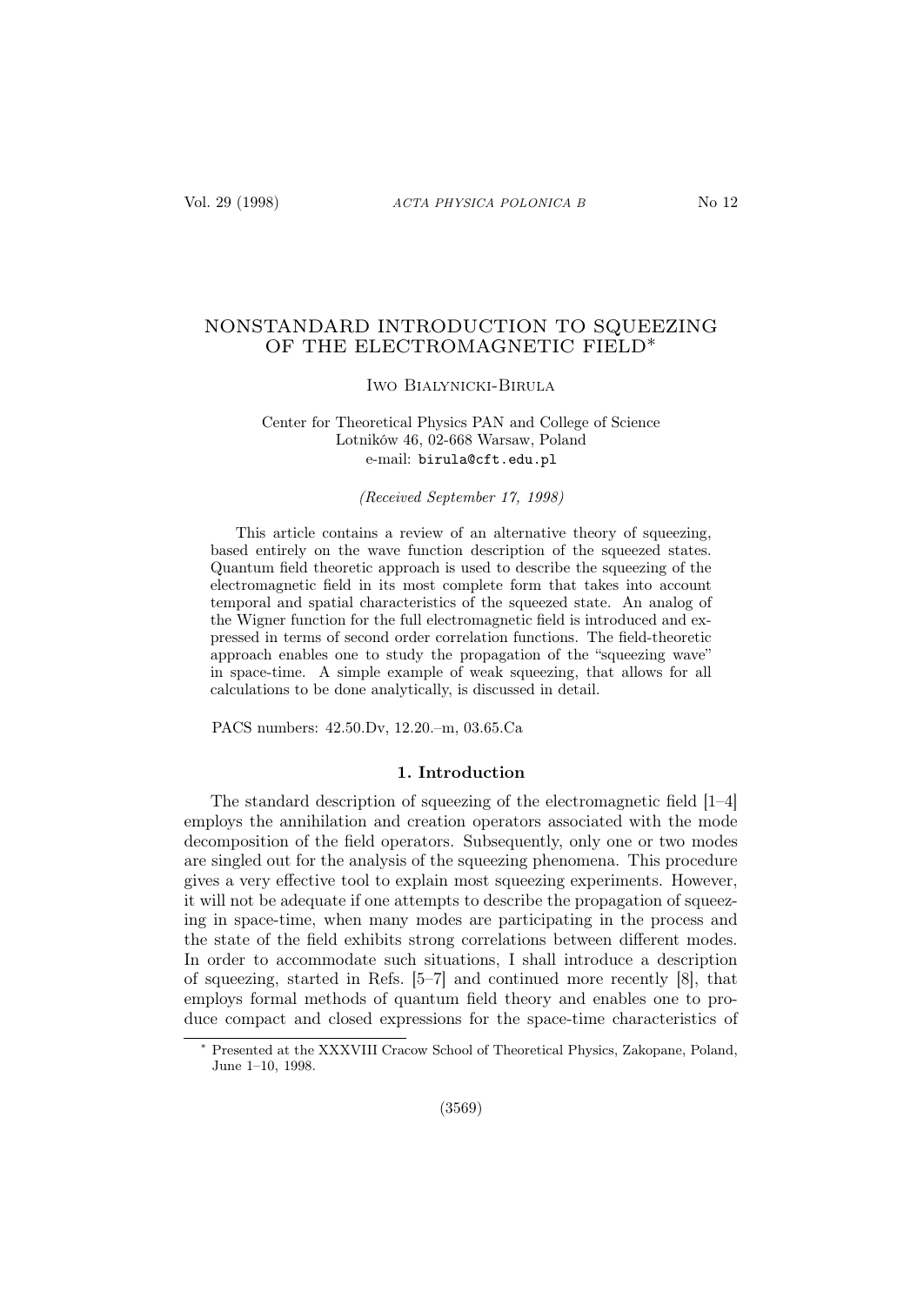# NONSTANDARD INTRODUCTION TO SQUEEZING OF THE ELECTROMAGNETIC FIELD*

Iwo Bialynicki-Birula

Center for Theoretical Physics PAN and College of Science
Lotników 46, 02-668 Warsaw, Poland
e-mail: birula@cft.edu.pl

*(Received September 17, 1998)*

This article contains a review of an alternative theory of squeezing, based entirely on the wave function description of the squeezed states. Quantum field theoretic approach is used to describe the squeezing of the electromagnetic field in its most complete form that takes into account temporal and spatial characteristics of the squeezed state. An analog of the Wigner function for the full electromagnetic field is introduced and expressed in terms of second order correlation functions. The field-theoretic approach enables one to study the propagation of the "squeezing wave" in space-time. A simple example of weak squeezing, that allows for all calculations to be done analytically, is discussed in detail.

PACS numbers: 42.50.Dv, 12.20.–m, 03.65.Ca

## 1. Introduction

The standard description of squeezing of the electromagnetic field [1–4] employs the annihilation and creation operators associated with the mode decomposition of the field operators. Subsequently, only one or two modes are singled out for the analysis of the squeezing phenomena. This procedure gives a very effective tool to explain most squeezing experiments. However, it will not be adequate if one attempts to describe the propagation of squeezing in space-time, when many modes are participating in the process and the state of the field exhibits strong correlations between different modes. In order to accommodate such situations, I shall introduce a description of squeezing, started in Refs. [5–7] and continued more recently [8], that employs formal methods of quantum field theory and enables one to produce compact and closed expressions for the space-time characteristics of

---

* Presented at the XXXVIII Cracow School of Theoretical Physics, Zakopane, Poland, June 1–10, 1998.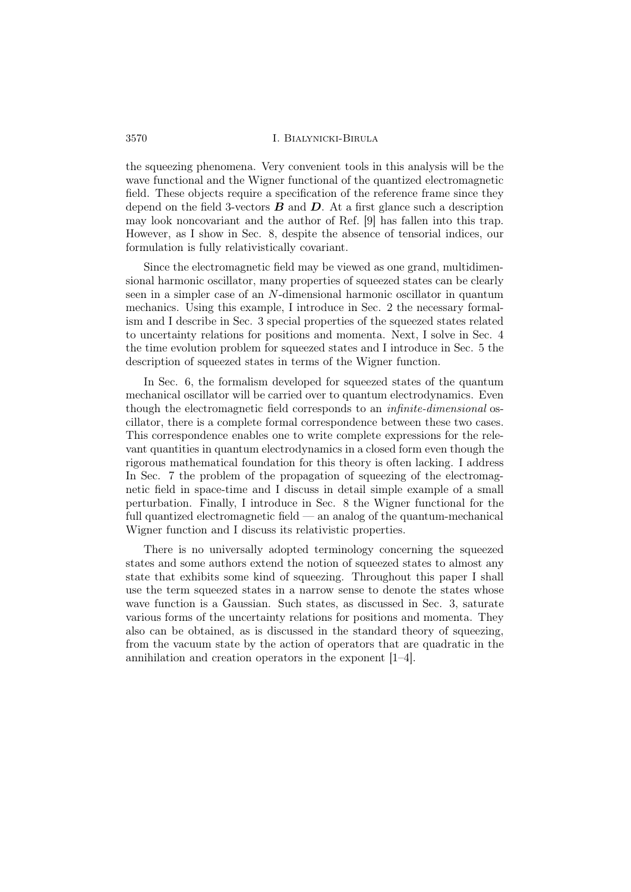the squeezing phenomena. Very convenient tools in this analysis will be the wave functional and the Wigner functional of the quantized electromagnetic field. These objects require a specification of the reference frame since they depend on the field 3-vectors $\boldsymbol{B}$ and $\boldsymbol{D}$. At a first glance such a description may look noncovariant and the author of Ref. [9] has fallen into this trap. However, as I show in Sec. 8, despite the absence of tensorial indices, our formulation is fully relativistically covariant.

Since the electromagnetic field may be viewed as one grand, multidimensional harmonic oscillator, many properties of squeezed states can be clearly seen in a simpler case of an $N$-dimensional harmonic oscillator in quantum mechanics. Using this example, I introduce in Sec. 2 the necessary formalism and I describe in Sec. 3 special properties of the squeezed states related to uncertainty relations for positions and momenta. Next, I solve in Sec. 4 the time evolution problem for squeezed states and I introduce in Sec. 5 the description of squeezed states in terms of the Wigner function.

In Sec. 6, the formalism developed for squeezed states of the quantum mechanical oscillator will be carried over to quantum electrodynamics. Even though the electromagnetic field corresponds to an *infinite-dimensional* oscillator, there is a complete formal correspondence between these two cases. This correspondence enables one to write complete expressions for the relevant quantities in quantum electrodynamics in a closed form even though the rigorous mathematical foundation for this theory is often lacking. I address In Sec. 7 the problem of the propagation of squeezing of the electromagnetic field in space-time and I discuss in detail simple example of a small perturbation. Finally, I introduce in Sec. 8 the Wigner functional for the full quantized electromagnetic field — an analog of the quantum-mechanical Wigner function and I discuss its relativistic properties.

There is no universally adopted terminology concerning the squeezed states and some authors extend the notion of squeezed states to almost any state that exhibits some kind of squeezing. Throughout this paper I shall use the term squeezed states in a narrow sense to denote the states whose wave function is a Gaussian. Such states, as discussed in Sec. 3, saturate various forms of the uncertainty relations for positions and momenta. They also can be obtained, as is discussed in the standard theory of squeezing, from the vacuum state by the action of operators that are quadratic in the annihilation and creation operators in the exponent [1–4].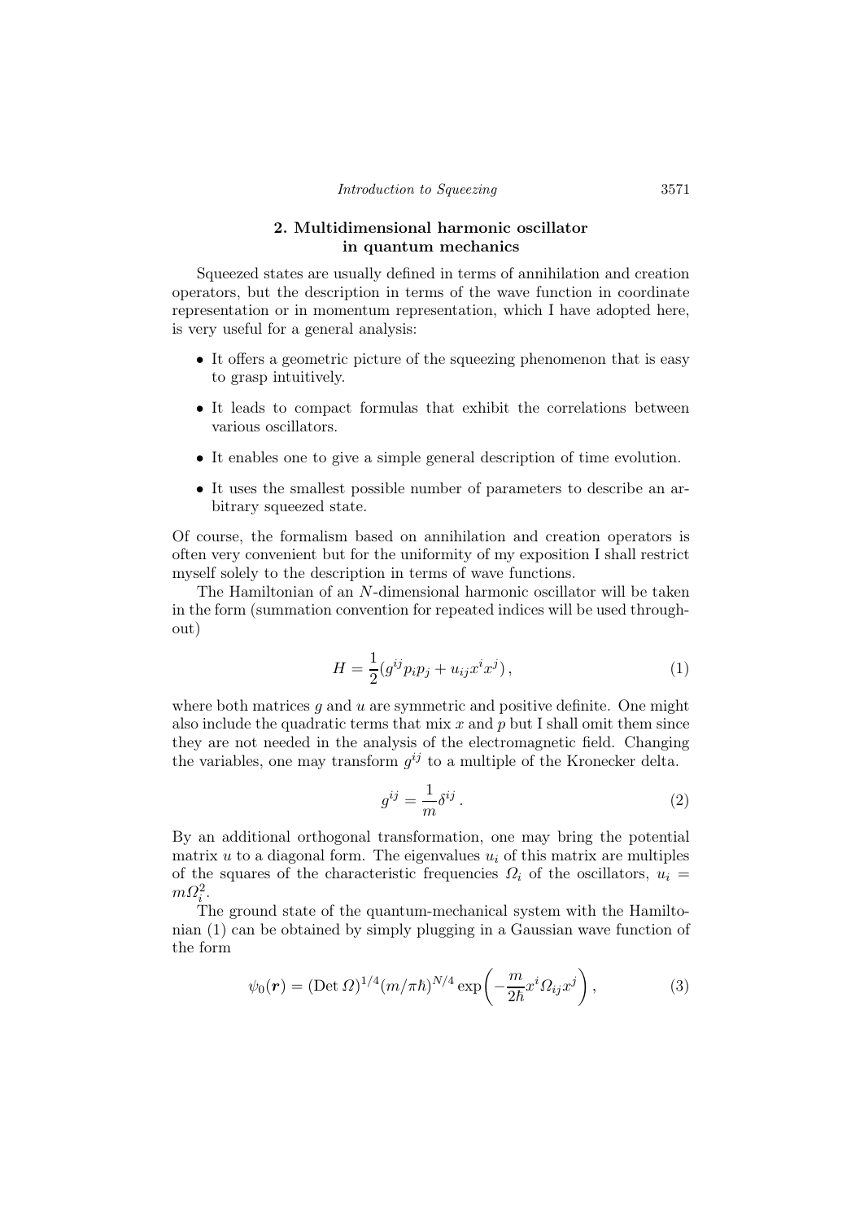## 2. Multidimensional harmonic oscillator in quantum mechanics

Squeezed states are usually defined in terms of annihilation and creation operators, but the description in terms of the wave function in coordinate representation or in momentum representation, which I have adopted here, is very useful for a general analysis:

- It offers a geometric picture of the squeezing phenomenon that is easy to grasp intuitively.
- It leads to compact formulas that exhibit the correlations between various oscillators.
- It enables one to give a simple general description of time evolution.
- It uses the smallest possible number of parameters to describe an arbitrary squeezed state.

Of course, the formalism based on annihilation and creation operators is often very convenient but for the uniformity of my exposition I shall restrict myself solely to the description in terms of wave functions.

The Hamiltonian of an $N$-dimensional harmonic oscillator will be taken in the form (summation convention for repeated indices will be used throughout)

$$H = \frac{1}{2}(g^{ij}p_i p_j + u_{ij}x^i x^j)\,, \tag{1}$$

where both matrices $g$ and $u$ are symmetric and positive definite. One might also include the quadratic terms that mix $x$ and $p$ but I shall omit them since they are not needed in the analysis of the electromagnetic field. Changing the variables, one may transform $g^{ij}$ to a multiple of the Kronecker delta.

$$g^{ij} = \frac{1}{m}\delta^{ij}\,. \tag{2}$$

By an additional orthogonal transformation, one may bring the potential matrix $u$ to a diagonal form. The eigenvalues $u_i$ of this matrix are multiples of the squares of the characteristic frequencies $\Omega_i$ of the oscillators, $u_i = m\Omega_i^2$.

The ground state of the quantum-mechanical system with the Hamiltonian (1) can be obtained by simply plugging in a Gaussian wave function of the form

$$\psi_0(\boldsymbol{r}) = (\mathrm{Det}\,\Omega)^{1/4}(m/\pi\hbar)^{N/4}\exp\left(-\frac{m}{2\hbar}x^i\Omega_{ij}x^j\right), \tag{3}$$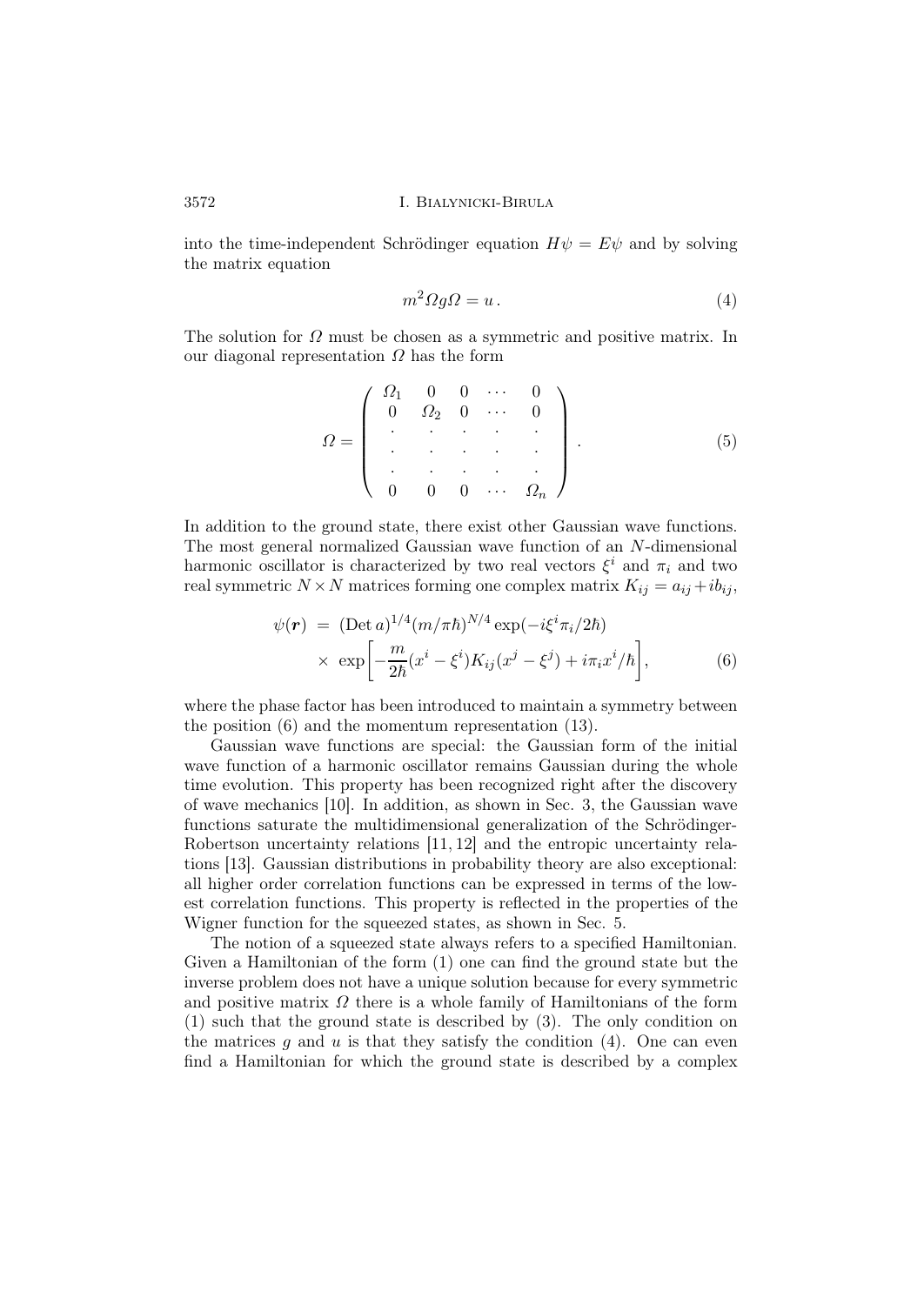into the time-independent Schrödinger equation $H\psi = E\psi$ and by solving the matrix equation

$$m^2 \Omega g \Omega = u\,. \tag{4}$$

The solution for $\Omega$ must be chosen as a symmetric and positive matrix. In our diagonal representation $\Omega$ has the form

$$\Omega = \begin{pmatrix} \Omega_1 & 0 & 0 & \cdots & 0 \\ 0 & \Omega_2 & 0 & \cdots & 0 \\ . & . & . & . & . \\ . & . & . & . & . \\ . & . & . & . & . \\ 0 & 0 & 0 & \cdots & \Omega_n \end{pmatrix}. \tag{5}$$

In addition to the ground state, there exist other Gaussian wave functions. The most general normalized Gaussian wave function of an $N$-dimensional harmonic oscillator is characterized by two real vectors $\xi^i$ and $\pi_i$ and two real symmetric $N \times N$ matrices forming one complex matrix $K_{ij} = a_{ij} + ib_{ij}$,

$$\begin{aligned}\psi(\boldsymbol{r}) &= (\mathrm{Det}\, a)^{1/4} (m/\pi\hbar)^{N/4} \exp(-i\xi^i \pi_i / 2\hbar) \\ &\times \exp\left[-\frac{m}{2\hbar}(x^i - \xi^i) K_{ij} (x^j - \xi^j) + i\pi_i x^i/\hbar\right],\end{aligned} \tag{6}$$

where the phase factor has been introduced to maintain a symmetry between the position (6) and the momentum representation (13).

Gaussian wave functions are special: the Gaussian form of the initial wave function of a harmonic oscillator remains Gaussian during the whole time evolution. This property has been recognized right after the discovery of wave mechanics [10]. In addition, as shown in Sec. 3, the Gaussian wave functions saturate the multidimensional generalization of the Schrödinger-Robertson uncertainty relations [11, 12] and the entropic uncertainty relations [13]. Gaussian distributions in probability theory are also exceptional: all higher order correlation functions can be expressed in terms of the lowest correlation functions. This property is reflected in the properties of the Wigner function for the squeezed states, as shown in Sec. 5.

The notion of a squeezed state always refers to a specified Hamiltonian. Given a Hamiltonian of the form (1) one can find the ground state but the inverse problem does not have a unique solution because for every symmetric and positive matrix $\Omega$ there is a whole family of Hamiltonians of the form (1) such that the ground state is described by (3). The only condition on the matrices $g$ and $u$ is that they satisfy the condition (4). One can even find a Hamiltonian for which the ground state is described by a complex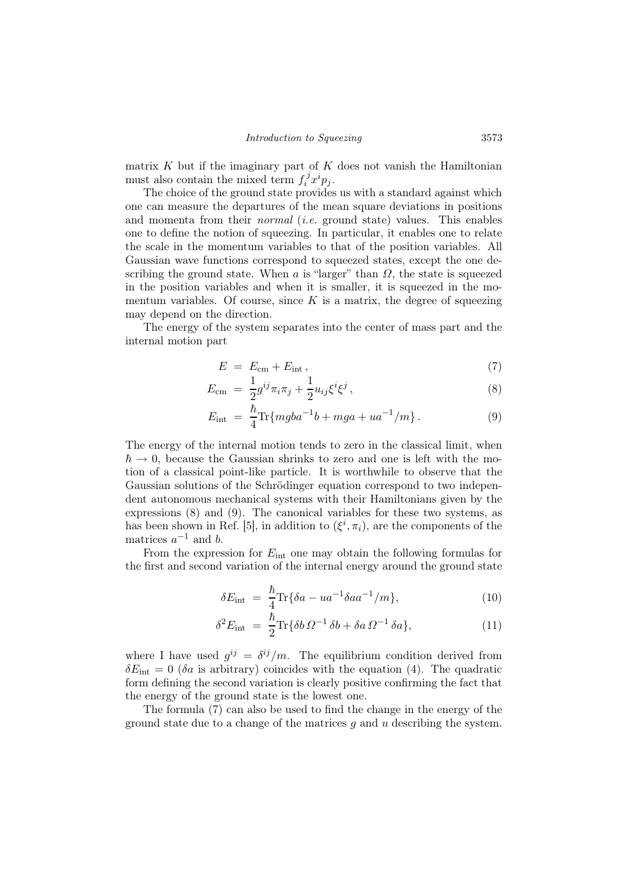matrix $K$ but if the imaginary part of $K$ does not vanish the Hamiltonian must also contain the mixed term $f_i^j x^i p_j$.

The choice of the ground state provides us with a standard against which one can measure the departures of the mean square deviations in positions and momenta from their *normal* (*i.e.* ground state) values. This enables one to define the notion of squeezing. In particular, it enables one to relate the scale in the momentum variables to that of the position variables. All Gaussian wave functions correspond to squeezed states, except the one describing the ground state. When $a$ is "larger" than $\Omega$, the state is squeezed in the position variables and when it is smaller, it is squeezed in the momentum variables. Of course, since $K$ is a matrix, the degree of squeezing may depend on the direction.

The energy of the system separates into the center of mass part and the internal motion part

$$E = E_{\rm cm} + E_{\rm int}\,, \tag{7}$$

$$E_{\rm cm} = \frac{1}{2}g^{ij}\pi_i\pi_j + \frac{1}{2}u_{ij}\xi^i\xi^j\,, \tag{8}$$

$$E_{\rm int} = \frac{\hbar}{4}{\rm Tr}\{mgba^{-1}b + mga + ua^{-1}/m\}\,. \tag{9}$$

The energy of the internal motion tends to zero in the classical limit, when $\hbar \to 0$, because the Gaussian shrinks to zero and one is left with the motion of a classical point-like particle. It is worthwhile to observe that the Gaussian solutions of the Schrödinger equation correspond to two independent autonomous mechanical systems with their Hamiltonians given by the expressions (8) and (9). The canonical variables for these two systems, as has been shown in Ref. [5], in addition to $(\xi^i, \pi_i)$, are the components of the matrices $a^{-1}$ and $b$.

From the expression for $E_{\rm int}$ one may obtain the following formulas for the first and second variation of the internal energy around the ground state

$$\delta E_{\rm int} = \frac{\hbar}{4}{\rm Tr}\{\delta a - ua^{-1}\delta a a^{-1}/m\}, \tag{10}$$

$$\delta^2 E_{\rm int} = \frac{\hbar}{2}{\rm Tr}\{\delta b\,\Omega^{-1}\,\delta b + \delta a\,\Omega^{-1}\,\delta a\}, \tag{11}$$

where I have used $g^{ij} = \delta^{ij}/m$. The equilibrium condition derived from $\delta E_{\rm int} = 0$ ($\delta a$ is arbitrary) coincides with the equation (4). The quadratic form defining the second variation is clearly positive confirming the fact that the energy of the ground state is the lowest one.

The formula (7) can also be used to find the change in the energy of the ground state due to a change of the matrices $g$ and $u$ describing the system.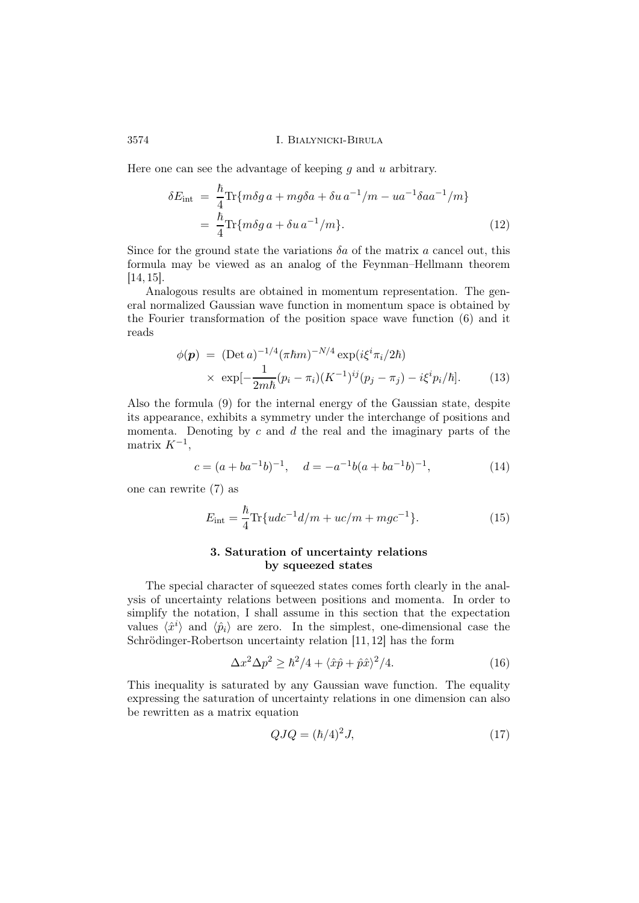Here one can see the advantage of keeping $g$ and $u$ arbitrary.

$$\begin{aligned}\delta E_{\rm int} &= \frac{\hbar}{4}{\rm Tr}\{m\delta g\, a + mg\delta a + \delta u\, a^{-1}/m - ua^{-1}\delta a a^{-1}/m\}\\ &= \frac{\hbar}{4}{\rm Tr}\{m\delta g\, a + \delta u\, a^{-1}/m\}.\end{aligned}\tag{12}$$

Since for the ground state the variations $\delta a$ of the matrix $a$ cancel out, this formula may be viewed as an analog of the Feynman–Hellmann theorem [14, 15].

Analogous results are obtained in momentum representation. The general normalized Gaussian wave function in momentum space is obtained by the Fourier transformation of the position space wave function (6) and it reads

$$\begin{aligned}\phi(\boldsymbol{p}) &= ({\rm Det}\, a)^{-1/4}(\pi\hbar m)^{-N/4}\exp(i\xi^i\pi_i/2\hbar)\\ &\times\ \exp[-\frac{1}{2m\hbar}(p_i-\pi_i)(K^{-1})^{ij}(p_j-\pi_j) - i\xi^i p_i/\hbar].\end{aligned}\tag{13}$$

Also the formula (9) for the internal energy of the Gaussian state, despite its appearance, exhibits a symmetry under the interchange of positions and momenta. Denoting by $c$ and $d$ the real and the imaginary parts of the matrix $K^{-1}$,

$$c = (a + ba^{-1}b)^{-1}, \quad d = -a^{-1}b(a + ba^{-1}b)^{-1},\tag{14}$$

one can rewrite (7) as

$$E_{\rm int} = \frac{\hbar}{4}{\rm Tr}\{udc^{-1}d/m + uc/m + mgc^{-1}\}.\tag{15}$$

### 3. Saturation of uncertainty relations by squeezed states

The special character of squeezed states comes forth clearly in the analysis of uncertainty relations between positions and momenta. In order to simplify the notation, I shall assume in this section that the expectation values $\langle\hat{x}^i\rangle$ and $\langle\hat{p}_i\rangle$ are zero. In the simplest, one-dimensional case the Schrödinger-Robertson uncertainty relation [11, 12] has the form

$$\Delta x^2\Delta p^2 \geq \hbar^2/4 + \langle\hat{x}\hat{p} + \hat{p}\hat{x}\rangle^2/4.\tag{16}$$

This inequality is saturated by any Gaussian wave function. The equality expressing the saturation of uncertainty relations in one dimension can also be rewritten as a matrix equation

$$QJQ = (\hbar/4)^2 J,\tag{17}$$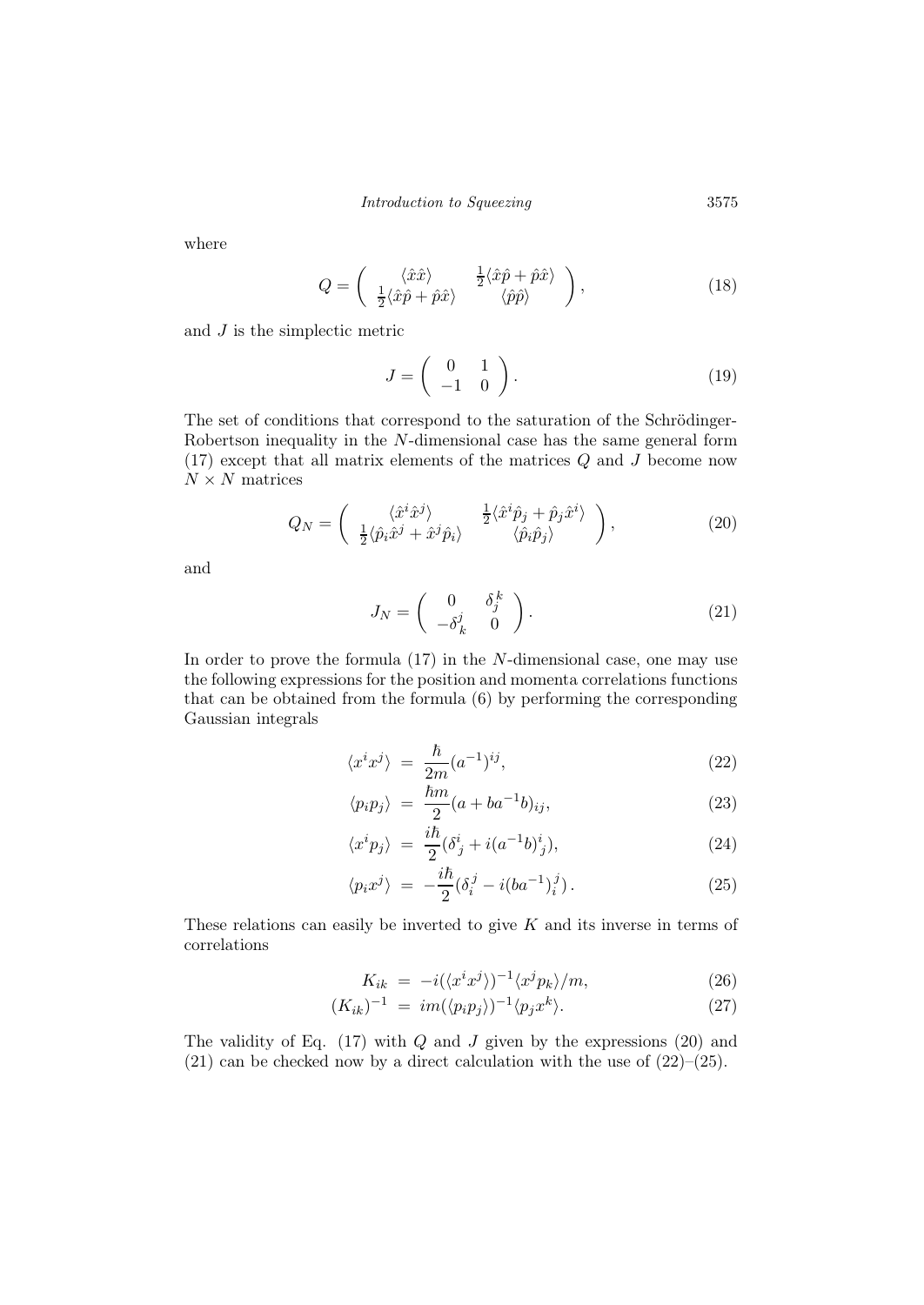where

$$Q = \left( \begin{array}{cc} \langle \hat{x}\hat{x} \rangle & \frac{1}{2}\langle \hat{x}\hat{p} + \hat{p}\hat{x} \rangle \\ \frac{1}{2}\langle \hat{x}\hat{p} + \hat{p}\hat{x} \rangle & \langle \hat{p}\hat{p} \rangle \end{array} \right), \tag{18}$$

and $J$ is the simplectic metric

$$J = \left( \begin{array}{cc} 0 & 1 \\ -1 & 0 \end{array} \right). \tag{19}$$

The set of conditions that correspond to the saturation of the Schrödinger-Robertson inequality in the $N$-dimensional case has the same general form (17) except that all matrix elements of the matrices $Q$ and $J$ become now $N \times N$ matrices

$$Q_N = \left( \begin{array}{cc} \langle \hat{x}^i \hat{x}^j \rangle & \frac{1}{2}\langle \hat{x}^i \hat{p}_j + \hat{p}_j \hat{x}^i \rangle \\ \frac{1}{2}\langle \hat{p}_i \hat{x}^j + \hat{x}^j \hat{p}_i \rangle & \langle \hat{p}_i \hat{p}_j \rangle \end{array} \right), \tag{20}$$

and

$$J_N = \left( \begin{array}{cc} 0 & \delta_j^k \\ -\delta_k^j & 0 \end{array} \right). \tag{21}$$

In order to prove the formula (17) in the $N$-dimensional case, one may use the following expressions for the position and momenta correlations functions that can be obtained from the formula (6) by performing the corresponding Gaussian integrals

$$\langle x^i x^j \rangle = \frac{\hbar}{2m}(a^{-1})^{ij}, \tag{22}$$

$$\langle p_i p_j \rangle = \frac{\hbar m}{2}(a + b a^{-1} b)_{ij}, \tag{23}$$

$$\langle x^i p_j \rangle = \frac{i\hbar}{2}(\delta^i_j + i(a^{-1}b)^i_{\ j}), \tag{24}$$

$$\langle p_i x^j \rangle = -\frac{i\hbar}{2}(\delta_i^j - i(b a^{-1})_i^{\ j}). \tag{25}$$

These relations can easily be inverted to give $K$ and its inverse in terms of correlations

$$K_{ik} = -i(\langle x^i x^j \rangle)^{-1} \langle x^j p_k \rangle / m, \tag{26}$$

$$(K_{ik})^{-1} = im(\langle p_i p_j \rangle)^{-1} \langle p_j x^k \rangle. \tag{27}$$

The validity of Eq. (17) with $Q$ and $J$ given by the expressions (20) and (21) can be checked now by a direct calculation with the use of (22)–(25).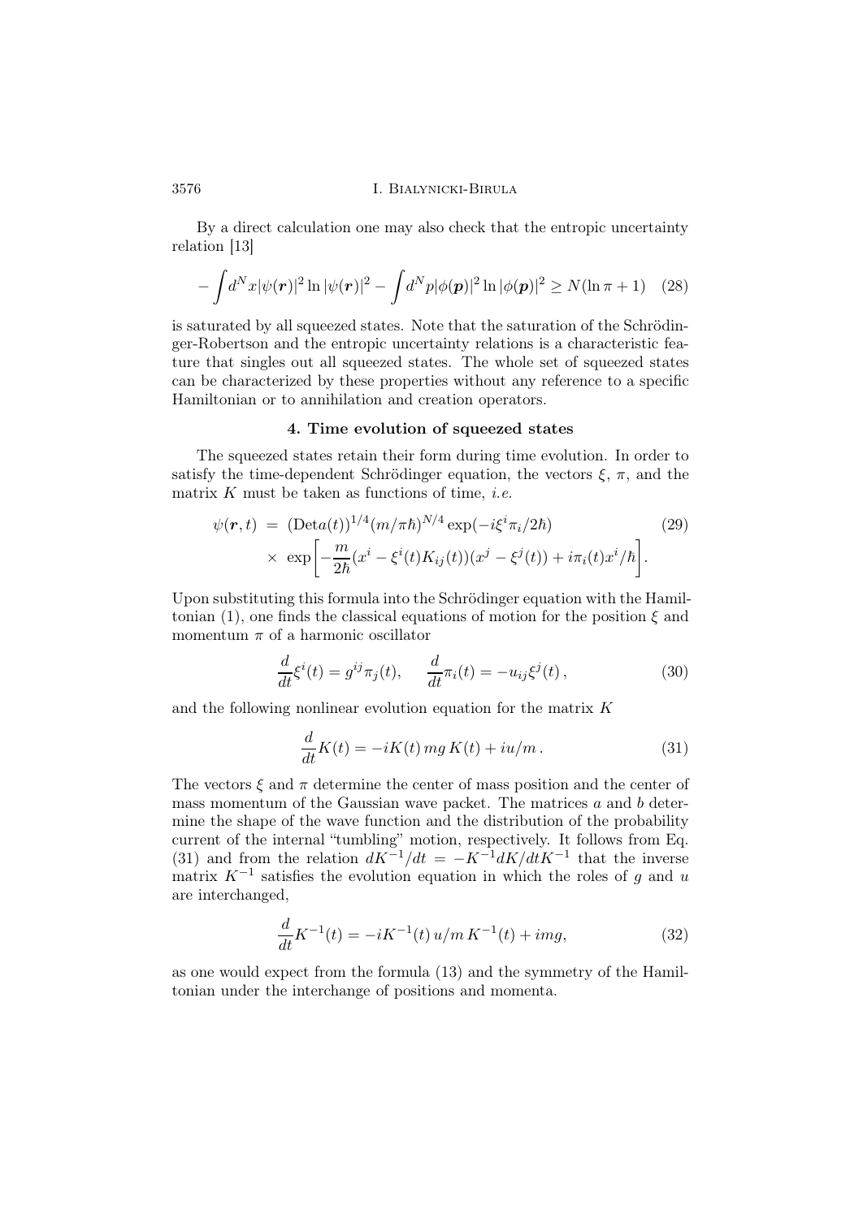By a direct calculation one may also check that the entropic uncertainty relation [13]

$$-\int d^N x |\psi(\boldsymbol{r})|^2 \ln |\psi(\boldsymbol{r})|^2 - \int d^N p |\phi(\boldsymbol{p})|^2 \ln |\phi(\boldsymbol{p})|^2 \geq N(\ln \pi + 1) \quad (28)$$

is saturated by all squeezed states. Note that the saturation of the Schrödinger-Robertson and the entropic uncertainty relations is a characteristic feature that singles out all squeezed states. The whole set of squeezed states can be characterized by these properties without any reference to a specific Hamiltonian or to annihilation and creation operators.

## 4. Time evolution of squeezed states

The squeezed states retain their form during time evolution. In order to satisfy the time-dependent Schrödinger equation, the vectors $\xi$, $\pi$, and the matrix $K$ must be taken as functions of time, *i.e.*

$$\begin{aligned}
\psi(\boldsymbol{r}, t) &= (\mathrm{Det}a(t))^{1/4} (m/\pi\hbar)^{N/4} \exp(-i\xi^i \pi_i / 2\hbar) \\
&\times \exp\left[ -\frac{m}{2\hbar} (x^i - \xi^i(t) K_{ij}(t))(x^j - \xi^j(t)) + i\pi_i(t) x^i / \hbar \right].
\end{aligned} \quad (29)$$

Upon substituting this formula into the Schrödinger equation with the Hamiltonian (1), one finds the classical equations of motion for the position $\xi$ and momentum $\pi$ of a harmonic oscillator

$$\frac{d}{dt}\xi^i(t) = g^{ij}\pi_j(t), \qquad \frac{d}{dt}\pi_i(t) = -u_{ij}\xi^j(t)\,, \quad (30)$$

and the following nonlinear evolution equation for the matrix $K$

$$\frac{d}{dt}K(t) = -iK(t)\, mg\, K(t) + iu/m\,. \quad (31)$$

The vectors $\xi$ and $\pi$ determine the center of mass position and the center of mass momentum of the Gaussian wave packet. The matrices $a$ and $b$ determine the shape of the wave function and the distribution of the probability current of the internal "tumbling" motion, respectively. It follows from Eq. (31) and from the relation $dK^{-1}/dt = -K^{-1} dK/dt K^{-1}$ that the inverse matrix $K^{-1}$ satisfies the evolution equation in which the roles of $g$ and $u$ are interchanged,

$$\frac{d}{dt}K^{-1}(t) = -iK^{-1}(t)\, u/m\, K^{-1}(t) + img, \quad (32)$$

as one would expect from the formula (13) and the symmetry of the Hamiltonian under the interchange of positions and momenta.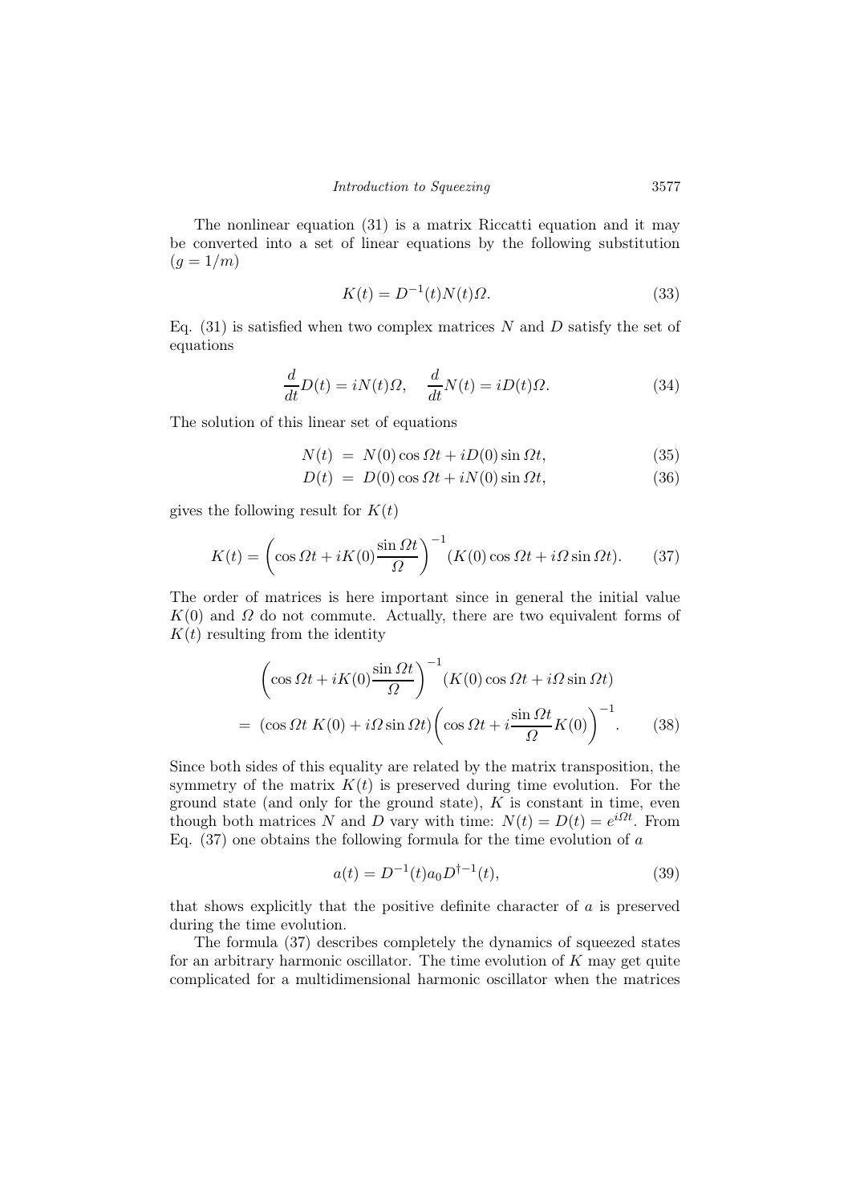The nonlinear equation (31) is a matrix Riccati equation and it may be converted into a set of linear equations by the following substitution $(g = 1/m)$

$$K(t) = D^{-1}(t)N(t)\Omega. \tag{33}$$

Eq. (31) is satisfied when two complex matrices $N$ and $D$ satisfy the set of equations

$$\frac{d}{dt}D(t) = iN(t)\Omega, \quad \frac{d}{dt}N(t) = iD(t)\Omega. \tag{34}$$

The solution of this linear set of equations

$$N(t) \; = \; N(0)\cos\Omega t + iD(0)\sin\Omega t, \tag{35}$$

$$D(t) \; = \; D(0)\cos\Omega t + iN(0)\sin\Omega t, \tag{36}$$

gives the following result for $K(t)$

$$K(t) = \left(\cos\Omega t + iK(0)\frac{\sin\Omega t}{\Omega}\right)^{-1}(K(0)\cos\Omega t + i\Omega\sin\Omega t). \tag{37}$$

The order of matrices is here important since in general the initial value $K(0)$ and $\Omega$ do not commute. Actually, there are two equivalent forms of $K(t)$ resulting from the identity

$$\begin{aligned}&\left(\cos\Omega t + iK(0)\frac{\sin\Omega t}{\Omega}\right)^{-1}(K(0)\cos\Omega t + i\Omega\sin\Omega t)\\ &= \; (\cos\Omega t\; K(0) + i\Omega\sin\Omega t)\left(\cos\Omega t + i\frac{\sin\Omega t}{\Omega}K(0)\right)^{-1}.\end{aligned} \tag{38}$$

Since both sides of this equality are related by the matrix transposition, the symmetry of the matrix $K(t)$ is preserved during time evolution. For the ground state (and only for the ground state), $K$ is constant in time, even though both matrices $N$ and $D$ vary with time: $N(t) = D(t) = e^{i\Omega t}$. From Eq. (37) one obtains the following formula for the time evolution of $a$

$$a(t) = D^{-1}(t)a_0 D^{\dagger-1}(t), \tag{39}$$

that shows explicitly that the positive definite character of $a$ is preserved during the time evolution.

The formula (37) describes completely the dynamics of squeezed states for an arbitrary harmonic oscillator. The time evolution of $K$ may get quite complicated for a multidimensional harmonic oscillator when the matrices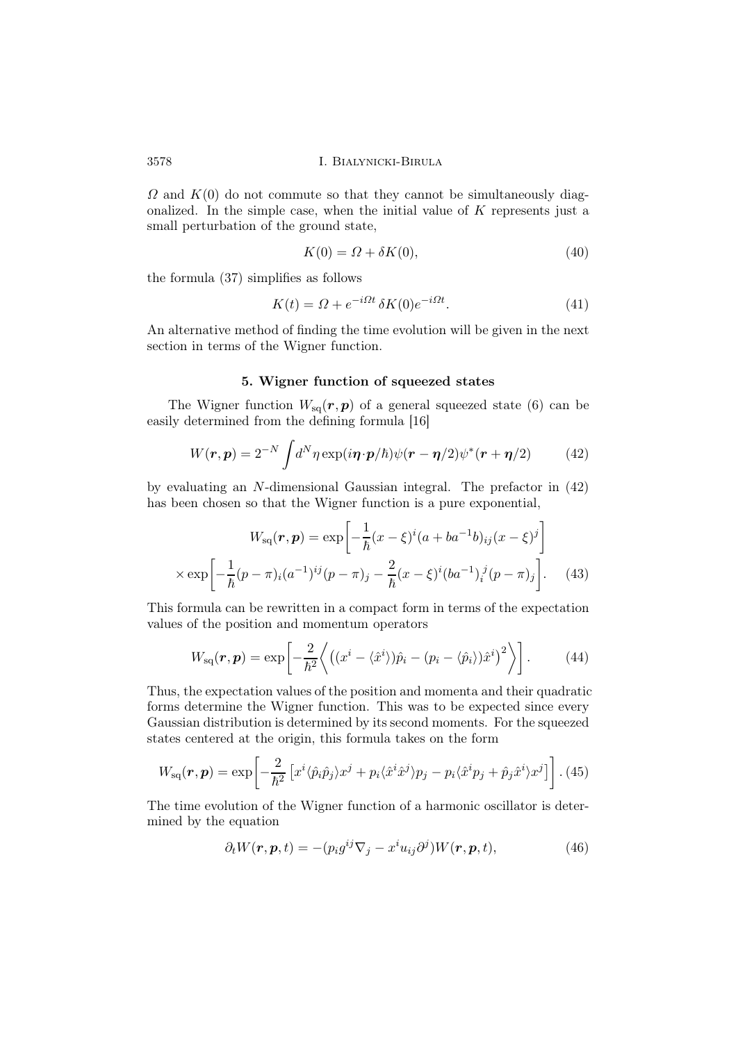$\Omega$ and $K(0)$ do not commute so that they cannot be simultaneously diagonalized. In the simple case, when the initial value of $K$ represents just a small perturbation of the ground state,

$$K(0) = \Omega + \delta K(0), \tag{40}$$

the formula (37) simplifies as follows

$$K(t) = \Omega + e^{-i\Omega t}\, \delta K(0) e^{-i\Omega t}. \tag{41}$$

An alternative method of finding the time evolution will be given in the next section in terms of the Wigner function.

## 5. Wigner function of squeezed states

The Wigner function $W_{\rm sq}(\boldsymbol{r}, \boldsymbol{p})$ of a general squeezed state (6) can be easily determined from the defining formula [16]

$$W(\boldsymbol{r}, \boldsymbol{p}) = 2^{-N} \int d^N\eta \exp(i\boldsymbol{\eta}\cdot\boldsymbol{p}/\hbar)\psi(\boldsymbol{r} - \boldsymbol{\eta}/2)\psi^*(\boldsymbol{r} + \boldsymbol{\eta}/2) \tag{42}$$

by evaluating an $N$-dimensional Gaussian integral. The prefactor in (42) has been chosen so that the Wigner function is a pure exponential,

$$W_{\rm sq}(\boldsymbol{r}, \boldsymbol{p}) = \exp\left[-\frac{1}{\hbar}(x - \xi)^i (a + ba^{-1}b)_{ij}(x - \xi)^j\right]$$
$$\times \exp\left[-\frac{1}{\hbar}(p - \pi)_i (a^{-1})^{ij}(p - \pi)_j - \frac{2}{\hbar}(x - \xi)^i (ba^{-1})_i^{\ j}(p - \pi)_j\right]. \tag{43}$$

This formula can be rewritten in a compact form in terms of the expectation values of the position and momentum operators

$$W_{\rm sq}(\boldsymbol{r}, \boldsymbol{p}) = \exp\left[-\frac{2}{\hbar^2}\left\langle \left((x^i - \langle \hat{x}^i\rangle)\hat{p}_i - (p_i - \langle \hat{p}_i\rangle)\hat{x}^i\right)^2 \right\rangle\right]. \tag{44}$$

Thus, the expectation values of the position and momenta and their quadratic forms determine the Wigner function. This was to be expected since every Gaussian distribution is determined by its second moments. For the squeezed states centered at the origin, this formula takes on the form

$$W_{\rm sq}(\boldsymbol{r}, \boldsymbol{p}) = \exp\left[-\frac{2}{\hbar^2}\left[x^i\langle \hat{p}_i\hat{p}_j\rangle x^j + p_i\langle \hat{x}^i\hat{x}^j\rangle p_j - p_i\langle \hat{x}^i p_j + \hat{p}_j\hat{x}^i\rangle x^j\right]\right]. \tag{45}$$

The time evolution of the Wigner function of a harmonic oscillator is determined by the equation

$$\partial_t W(\boldsymbol{r}, \boldsymbol{p}, t) = -(p_i g^{ij}\nabla_j - x^i u_{ij}\partial^j)W(\boldsymbol{r}, \boldsymbol{p}, t), \tag{46}$$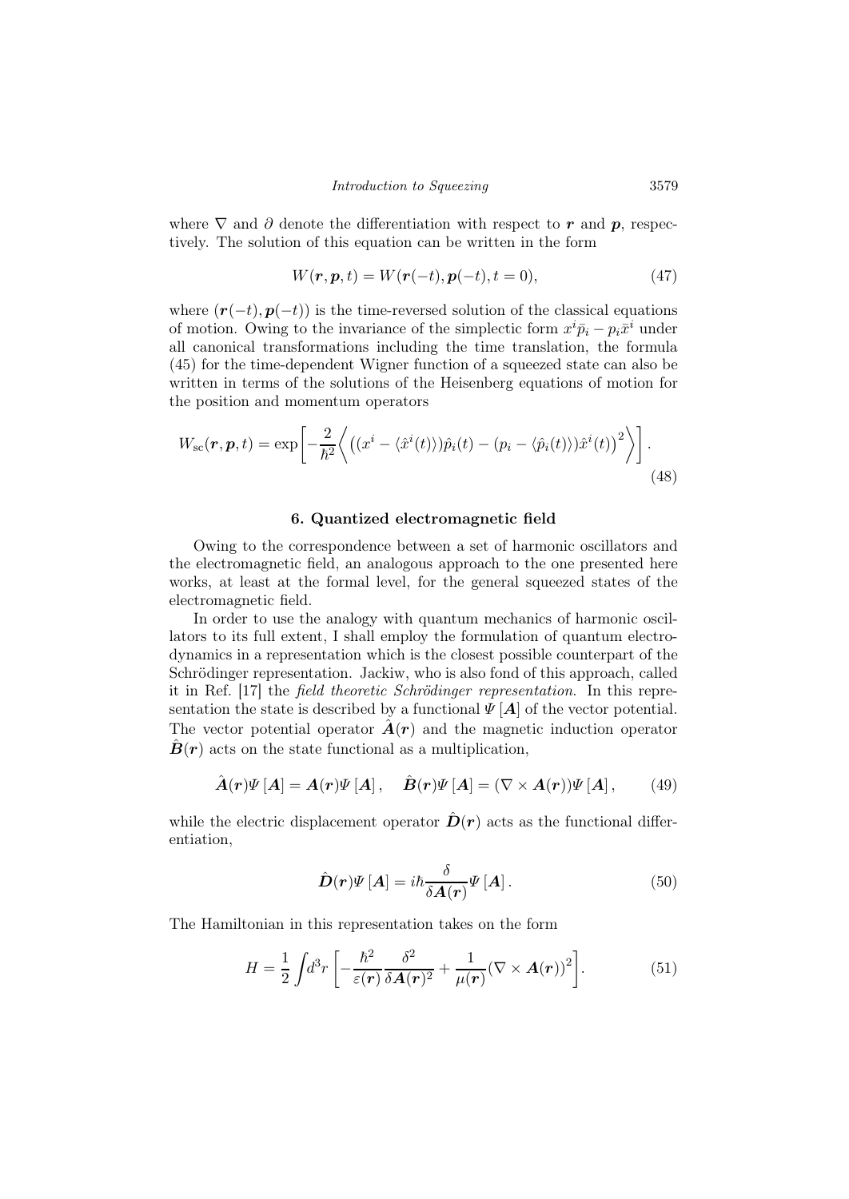where $\nabla$ and $\partial$ denote the differentiation with respect to $\boldsymbol{r}$ and $\boldsymbol{p}$, respectively. The solution of this equation can be written in the form

$$W(\boldsymbol{r}, \boldsymbol{p}, t) = W(\boldsymbol{r}(-t), \boldsymbol{p}(-t), t = 0), \tag{47}$$

where $(\boldsymbol{r}(-t), \boldsymbol{p}(-t))$ is the time-reversed solution of the classical equations of motion. Owing to the invariance of the simplectic form $x^i \bar{p}_i - p_i \bar{x}^i$ under all canonical transformations including the time translation, the formula (45) for the time-dependent Wigner function of a squeezed state can also be written in terms of the solutions of the Heisenberg equations of motion for the position and momentum operators

$$W_{\rm sc}(\boldsymbol{r}, \boldsymbol{p}, t) = \exp\left[-\frac{2}{\hbar^2}\left\langle \left((x^i - \langle \hat{x}^i(t)\rangle)\hat{p}_i(t) - (p_i - \langle \hat{p}_i(t)\rangle)\hat{x}^i(t)\right)^2 \right\rangle\right]. \tag{48}$$

## 6. Quantized electromagnetic field

Owing to the correspondence between a set of harmonic oscillators and the electromagnetic field, an analogous approach to the one presented here works, at least at the formal level, for the general squeezed states of the electromagnetic field.

In order to use the analogy with quantum mechanics of harmonic oscillators to its full extent, I shall employ the formulation of quantum electrodynamics in a representation which is the closest possible counterpart of the Schrödinger representation. Jackiw, who is also fond of this approach, called it in Ref. [17] the *field theoretic Schrödinger representation*. In this representation the state is described by a functional $\Psi[\boldsymbol{A}]$ of the vector potential. The vector potential operator $\hat{\boldsymbol{A}}(\boldsymbol{r})$ and the magnetic induction operator $\hat{\boldsymbol{B}}(\boldsymbol{r})$ acts on the state functional as a multiplication,

$$\hat{\boldsymbol{A}}(\boldsymbol{r})\Psi[\boldsymbol{A}] = \boldsymbol{A}(\boldsymbol{r})\Psi[\boldsymbol{A}], \quad \hat{\boldsymbol{B}}(\boldsymbol{r})\Psi[\boldsymbol{A}] = (\nabla \times \boldsymbol{A}(\boldsymbol{r}))\Psi[\boldsymbol{A}], \tag{49}$$

while the electric displacement operator $\hat{\boldsymbol{D}}(\boldsymbol{r})$ acts as the functional differentiation,

$$\hat{\boldsymbol{D}}(\boldsymbol{r})\Psi[\boldsymbol{A}] = i\hbar\frac{\delta}{\delta \boldsymbol{A}(\boldsymbol{r})}\Psi[\boldsymbol{A}]. \tag{50}$$

The Hamiltonian in this representation takes on the form

$$H = \frac{1}{2}\int d^3r \left[-\frac{\hbar^2}{\varepsilon(\boldsymbol{r})}\frac{\delta^2}{\delta \boldsymbol{A}(\boldsymbol{r})^2} + \frac{1}{\mu(\boldsymbol{r})}(\nabla \times \boldsymbol{A}(\boldsymbol{r}))^2\right]. \tag{51}$$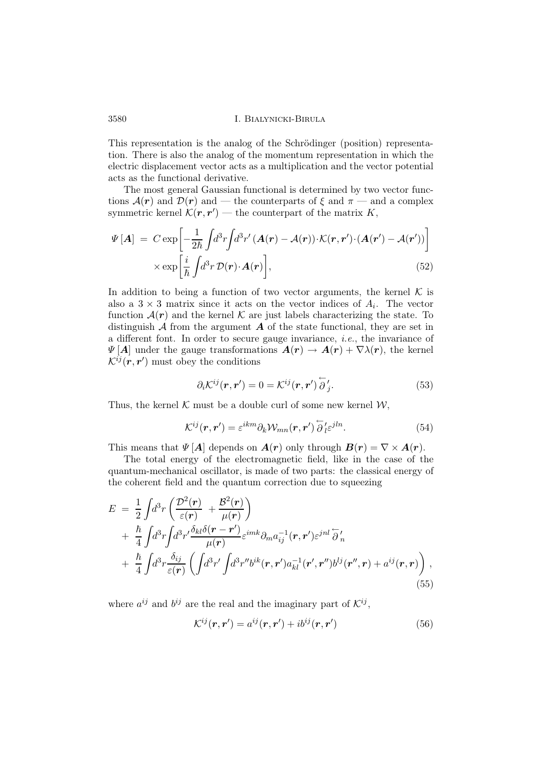This representation is the analog of the Schrödinger (position) representation. There is also the analog of the momentum representation in which the electric displacement vector acts as a multiplication and the vector potential acts as the functional derivative.

The most general Gaussian functional is determined by two vector functions $\mathcal{A}(\boldsymbol{r})$ and $\mathcal{D}(\boldsymbol{r})$ and — the counterparts of $\xi$ and $\pi$ — and a complex symmetric kernel $\mathcal{K}(\boldsymbol{r},\boldsymbol{r}')$ — the counterpart of the matrix $K$,

$$
\begin{aligned}
\Psi\left[\boldsymbol{A}\right] \;=\; & C\exp\left[-\frac{1}{2\hbar}\int\! d^3r\!\int\! d^3r'\,(\boldsymbol{A}(\boldsymbol{r})-\mathcal{A}(\boldsymbol{r}))\!\cdot\!\mathcal{K}(\boldsymbol{r},\boldsymbol{r}')\!\cdot\!(\boldsymbol{A}(\boldsymbol{r}')-\mathcal{A}(\boldsymbol{r}'))\right] \\
& \times\exp\left[\frac{i}{\hbar}\int\! d^3r\,\mathcal{D}(\boldsymbol{r})\!\cdot\!\boldsymbol{A}(\boldsymbol{r})\right], \qquad (52)
\end{aligned}
$$

In addition to being a function of two vector arguments, the kernel $\mathcal{K}$ is also a $3\times 3$ matrix since it acts on the vector indices of $A_i$. The vector function $\mathcal{A}(\boldsymbol{r})$ and the kernel $\mathcal{K}$ are just labels characterizing the state. To distinguish $\mathcal{A}$ from the argument $\boldsymbol{A}$ of the state functional, they are set in a different font. In order to secure gauge invariance, *i.e.*, the invariance of $\Psi\left[\boldsymbol{A}\right]$ under the gauge transformations $\boldsymbol{A}(\boldsymbol{r})\to\boldsymbol{A}(\boldsymbol{r})+\nabla\lambda(\boldsymbol{r})$, the kernel $\mathcal{K}^{ij}(\boldsymbol{r},\boldsymbol{r}')$ must obey the conditions

$$
\partial_i\mathcal{K}^{ij}(\boldsymbol{r},\boldsymbol{r}') = 0 = \mathcal{K}^{ij}(\boldsymbol{r},\boldsymbol{r}')\,\overleftarrow{\partial}'_j. \qquad (53)
$$

Thus, the kernel $\mathcal{K}$ must be a double curl of some new kernel $\mathcal{W}$,

$$
\mathcal{K}^{ij}(\boldsymbol{r},\boldsymbol{r}') = \varepsilon^{ikm}\partial_k\mathcal{W}_{mn}(\boldsymbol{r},\boldsymbol{r}')\,\overleftarrow{\partial}'_l\varepsilon^{jln}. \qquad (54)
$$

This means that $\Psi\left[\boldsymbol{A}\right]$ depends on $\boldsymbol{A}(\boldsymbol{r})$ only through $\boldsymbol{B}(\boldsymbol{r}) = \nabla\times\boldsymbol{A}(\boldsymbol{r})$.

The total energy of the electromagnetic field, like in the case of the quantum-mechanical oscillator, is made of two parts: the classical energy of the coherent field and the quantum correction due to squeezing

$$
\begin{aligned}
E \;=\; & \frac{1}{2}\int\! d^3r\left(\frac{\mathcal{D}^2(\boldsymbol{r})}{\varepsilon(\boldsymbol{r})}+\frac{\mathcal{B}^2(\boldsymbol{r})}{\mu(\boldsymbol{r})}\right) \\
& +\;\frac{\hbar}{4}\int\! d^3r\!\int\! d^3r'\frac{\delta_{kl}\delta(\boldsymbol{r}-\boldsymbol{r}')}{\mu(\boldsymbol{r})}\varepsilon^{imk}\partial_m a^{-1}_{ij}(\boldsymbol{r},\boldsymbol{r}')\varepsilon^{jnl}\,\overleftarrow{\partial}'_n \\
& +\;\frac{\hbar}{4}\int\! d^3r\frac{\delta_{ij}}{\varepsilon(\boldsymbol{r})}\left(\int\! d^3r'\int\! d^3r''b^{ik}(\boldsymbol{r},\boldsymbol{r}')a^{-1}_{kl}(\boldsymbol{r}',\boldsymbol{r}'')b^{lj}(\boldsymbol{r}'',\boldsymbol{r})+a^{ij}(\boldsymbol{r},\boldsymbol{r})\right), \qquad (55)
\end{aligned}
$$

where $a^{ij}$ and $b^{ij}$ are the real and the imaginary part of $\mathcal{K}^{ij}$,

$$
\mathcal{K}^{ij}(\boldsymbol{r},\boldsymbol{r}') = a^{ij}(\boldsymbol{r},\boldsymbol{r}')+ib^{ij}(\boldsymbol{r},\boldsymbol{r}') \qquad (56)
$$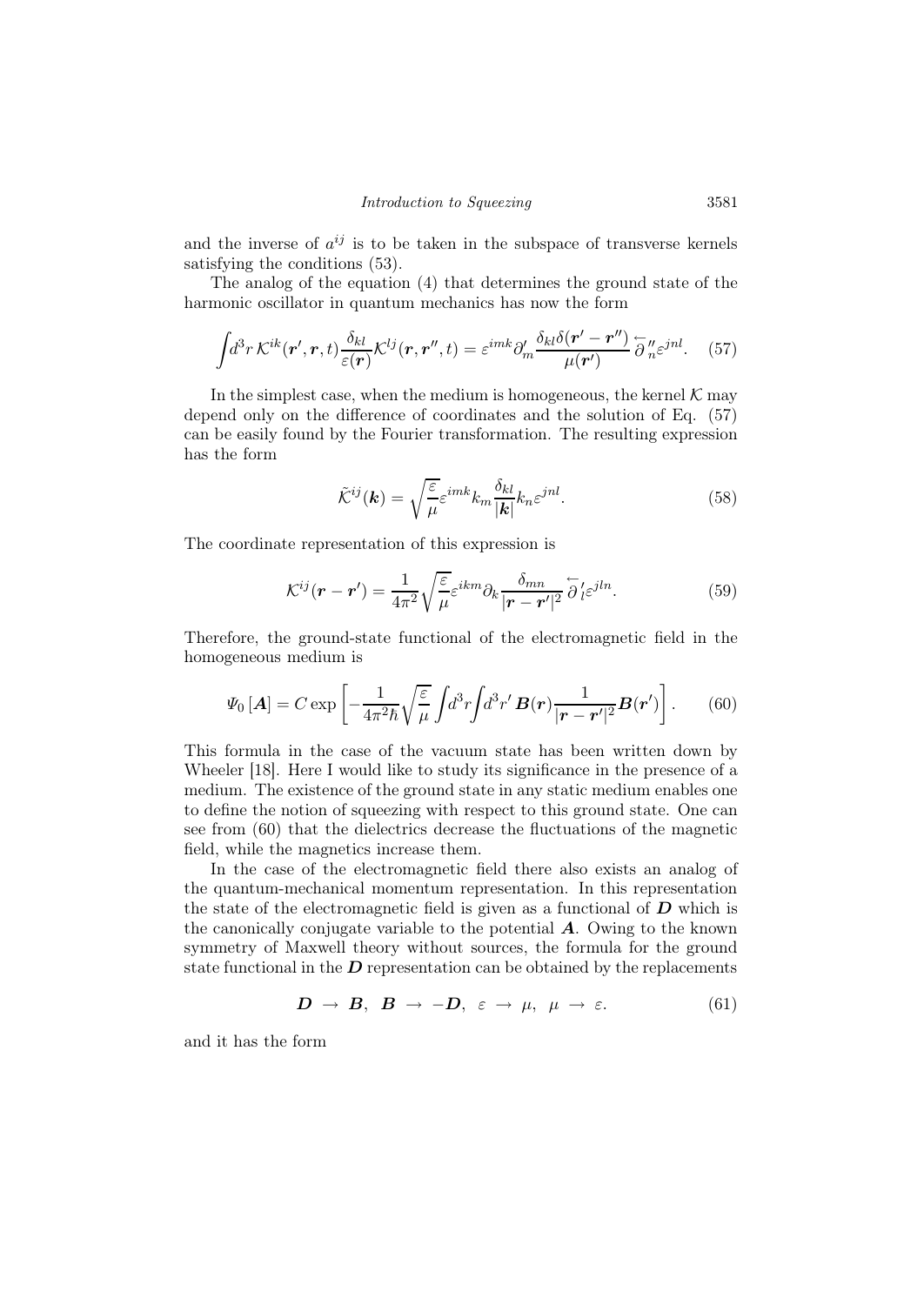and the inverse of $a^{ij}$ is to be taken in the subspace of transverse kernels satisfying the conditions (53).

The analog of the equation (4) that determines the ground state of the harmonic oscillator in quantum mechanics has now the form

$$\int d^3r\, \mathcal{K}^{ik}(\boldsymbol{r}', \boldsymbol{r}, t) \frac{\delta_{kl}}{\varepsilon(\boldsymbol{r})} \mathcal{K}^{lj}(\boldsymbol{r}, \boldsymbol{r}'', t) = \varepsilon^{imk} \partial'_m \frac{\delta_{kl}\delta(\boldsymbol{r}' - \boldsymbol{r}'')}{\mu(\boldsymbol{r}')} \overleftarrow{\partial}''_n \varepsilon^{jnl}. \quad (57)$$

In the simplest case, when the medium is homogeneous, the kernel $\mathcal{K}$ may depend only on the difference of coordinates and the solution of Eq. (57) can be easily found by the Fourier transformation. The resulting expression has the form

$$\tilde{\mathcal{K}}^{ij}(\boldsymbol{k}) = \sqrt{\frac{\varepsilon}{\mu}} \varepsilon^{imk} k_m \frac{\delta_{kl}}{|\boldsymbol{k}|} k_n \varepsilon^{jnl}. \quad (58)$$

The coordinate representation of this expression is

$$\mathcal{K}^{ij}(\boldsymbol{r} - \boldsymbol{r}') = \frac{1}{4\pi^2} \sqrt{\frac{\varepsilon}{\mu}} \varepsilon^{ikm} \partial_k \frac{\delta_{mn}}{|\boldsymbol{r} - \boldsymbol{r}'|^2} \overleftarrow{\partial}'_l \varepsilon^{jln}. \quad (59)$$

Therefore, the ground-state functional of the electromagnetic field in the homogeneous medium is

$$\Psi_0[\boldsymbol{A}] = C \exp\left[ -\frac{1}{4\pi^2\hbar} \sqrt{\frac{\varepsilon}{\mu}} \int d^3r \int d^3r'\, \boldsymbol{B}(\boldsymbol{r}) \frac{1}{|\boldsymbol{r} - \boldsymbol{r}'|^2} \boldsymbol{B}(\boldsymbol{r}') \right]. \quad (60)$$

This formula in the case of the vacuum state has been written down by Wheeler [18]. Here I would like to study its significance in the presence of a medium. The existence of the ground state in any static medium enables one to define the notion of squeezing with respect to this ground state. One can see from (60) that the dielectrics decrease the fluctuations of the magnetic field, while the magnetics increase them.

In the case of the electromagnetic field there also exists an analog of the quantum-mechanical momentum representation. In this representation the state of the electromagnetic field is given as a functional of $\boldsymbol{D}$ which is the canonically conjugate variable to the potential $\boldsymbol{A}$. Owing to the known symmetry of Maxwell theory without sources, the formula for the ground state functional in the $\boldsymbol{D}$ representation can be obtained by the replacements

$$\boldsymbol{D} \to \boldsymbol{B}, \;\; \boldsymbol{B} \to -\boldsymbol{D}, \;\; \varepsilon \to \mu, \;\; \mu \to \varepsilon. \quad (61)$$

and it has the form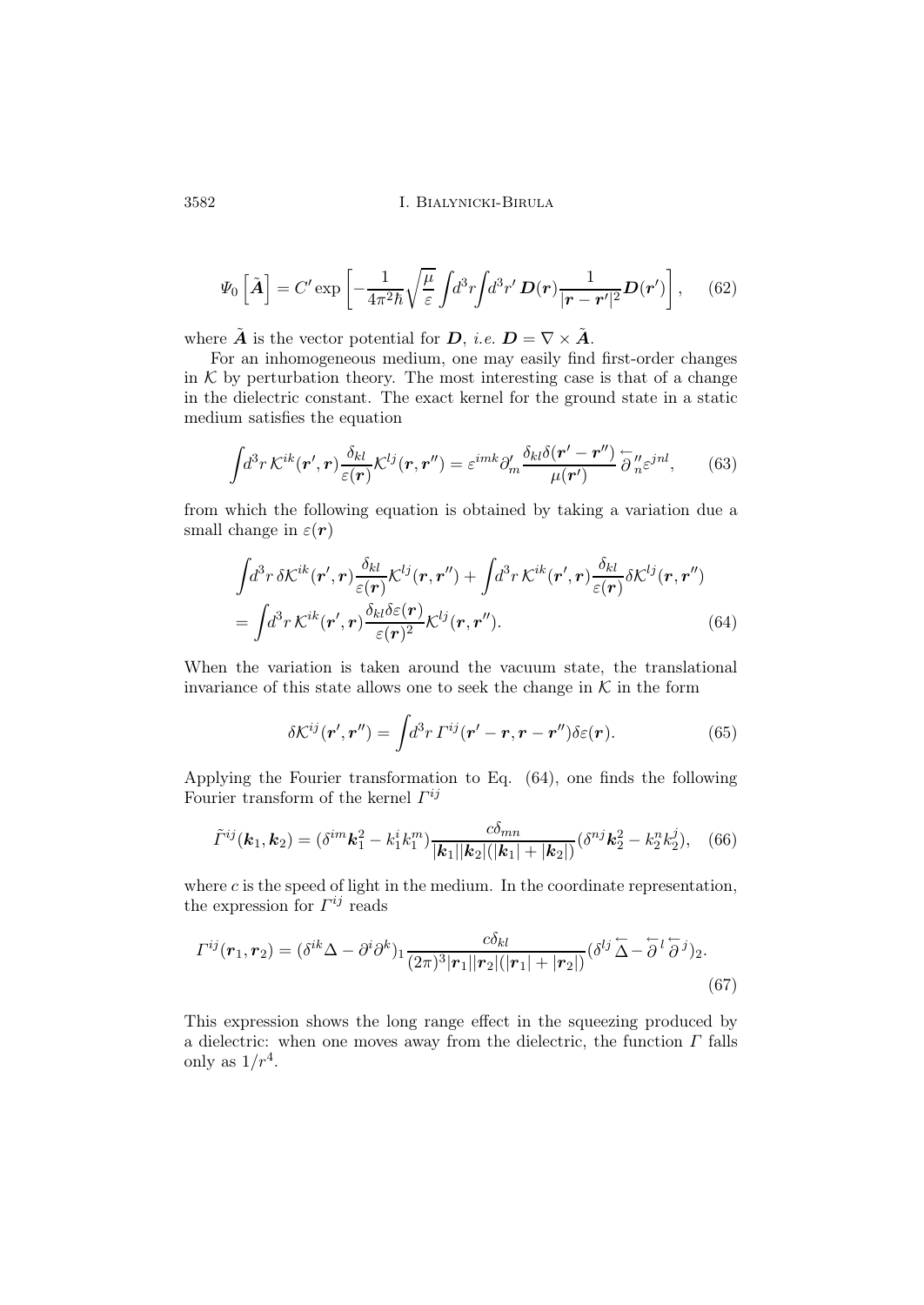$$\Psi_0\left[\tilde{\boldsymbol{A}}\right] = C' \exp\left[-\frac{1}{4\pi^2\hbar}\sqrt{\frac{\mu}{\varepsilon}}\int\! d^3r\!\int\! d^3r'\, \boldsymbol{D}(\boldsymbol{r})\frac{1}{|\boldsymbol{r}-\boldsymbol{r}'|^2}\boldsymbol{D}(\boldsymbol{r}')\right], \qquad (62)$$

where $\tilde{\boldsymbol{A}}$ is the vector potential for $\boldsymbol{D}$, *i.e.* $\boldsymbol{D} = \nabla \times \tilde{\boldsymbol{A}}$.

For an inhomogeneous medium, one may easily find first-order changes in $\mathcal{K}$ by perturbation theory. The most interesting case is that of a change in the dielectric constant. The exact kernel for the ground state in a static medium satisfies the equation

$$\int\! d^3r\, \mathcal{K}^{ik}(\boldsymbol{r}',\boldsymbol{r})\frac{\delta_{kl}}{\varepsilon(\boldsymbol{r})}\mathcal{K}^{lj}(\boldsymbol{r},\boldsymbol{r}'') = \varepsilon^{imk}\partial'_m \frac{\delta_{kl}\delta(\boldsymbol{r}'-\boldsymbol{r}'')}{\mu(\boldsymbol{r}')}\overleftarrow{\partial}''_n \varepsilon^{jnl}, \qquad (63)$$

from which the following equation is obtained by taking a variation due a small change in $\varepsilon(\boldsymbol{r})$

$$\begin{aligned}\int\! d^3r\, \delta\mathcal{K}^{ik}(\boldsymbol{r}',\boldsymbol{r})\frac{\delta_{kl}}{\varepsilon(\boldsymbol{r})}\mathcal{K}^{lj}(\boldsymbol{r},\boldsymbol{r}'') + \int\! d^3r\, \mathcal{K}^{ik}(\boldsymbol{r}',\boldsymbol{r})\frac{\delta_{kl}}{\varepsilon(\boldsymbol{r})}\delta\mathcal{K}^{lj}(\boldsymbol{r},\boldsymbol{r}'') \\ = \int\! d^3r\, \mathcal{K}^{ik}(\boldsymbol{r}',\boldsymbol{r})\frac{\delta_{kl}\delta\varepsilon(\boldsymbol{r})}{\varepsilon(\boldsymbol{r})^2}\mathcal{K}^{lj}(\boldsymbol{r},\boldsymbol{r}''). \qquad (64)\end{aligned}$$

When the variation is taken around the vacuum state, the translational invariance of this state allows one to seek the change in $\mathcal{K}$ in the form

$$\delta\mathcal{K}^{ij}(\boldsymbol{r}',\boldsymbol{r}'') = \int\! d^3r\, \Gamma^{ij}(\boldsymbol{r}'-\boldsymbol{r},\boldsymbol{r}-\boldsymbol{r}'')\delta\varepsilon(\boldsymbol{r}). \qquad (65)$$

Applying the Fourier transformation to Eq. (64), one finds the following Fourier transform of the kernel $\Gamma^{ij}$

$$\tilde{\Gamma}^{ij}(\boldsymbol{k}_1,\boldsymbol{k}_2) = (\delta^{im}\boldsymbol{k}_1^2 - k_1^i k_1^m)\frac{c\delta_{mn}}{|\boldsymbol{k}_1||\boldsymbol{k}_2|(|\boldsymbol{k}_1|+|\boldsymbol{k}_2|)}(\delta^{nj}\boldsymbol{k}_2^2 - k_2^n k_2^j), \qquad (66)$$

where $c$ is the speed of light in the medium. In the coordinate representation, the expression for $\Gamma^{ij}$ reads

$$\Gamma^{ij}(\boldsymbol{r}_1,\boldsymbol{r}_2) = (\delta^{ik}\Delta - \partial^i\partial^k)_1 \frac{c\delta_{kl}}{(2\pi)^3|\boldsymbol{r}_1||\boldsymbol{r}_2|(|\boldsymbol{r}_1|+|\boldsymbol{r}_2|)}(\delta^{lj}\overleftarrow{\Delta} - \overleftarrow{\partial}^l\overleftarrow{\partial}^j)_2. \qquad (67)$$

This expression shows the long range effect in the squeezing produced by a dielectric: when one moves away from the dielectric, the function $\Gamma$ falls only as $1/r^4$.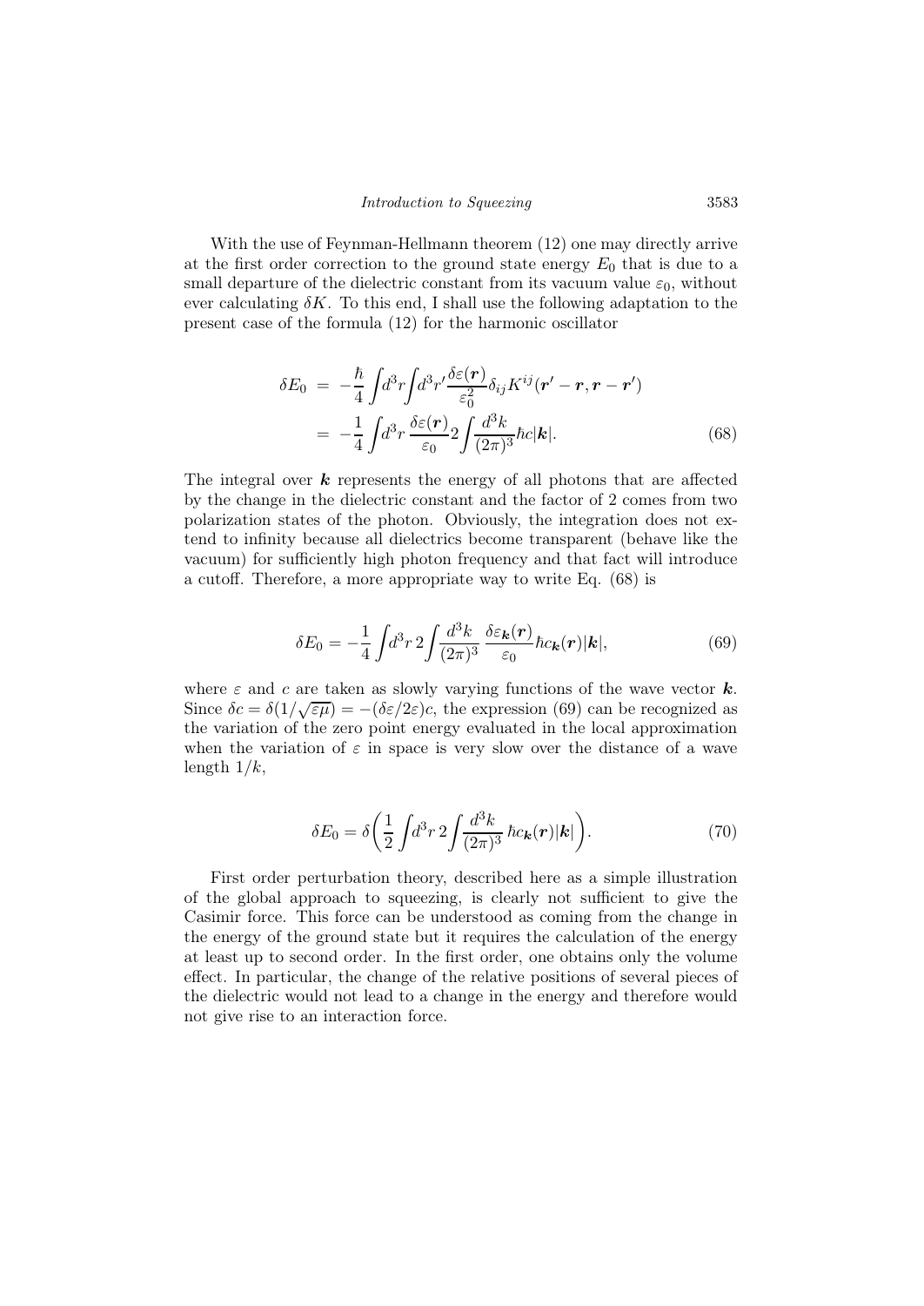With the use of Feynman-Hellmann theorem (12) one may directly arrive at the first order correction to the ground state energy $E_0$ that is due to a small departure of the dielectric constant from its vacuum value $\varepsilon_0$, without ever calculating $\delta K$. To this end, I shall use the following adaptation to the present case of the formula (12) for the harmonic oscillator

$$
\begin{aligned}
\delta E_0 &= -\frac{\hbar}{4}\int d^3r \int d^3r' \frac{\delta\varepsilon(\boldsymbol{r})}{\varepsilon_0^2}\delta_{ij}K^{ij}(\boldsymbol{r'}-\boldsymbol{r},\boldsymbol{r}-\boldsymbol{r'}) \\
&= -\frac{1}{4}\int d^3r \,\frac{\delta\varepsilon(\boldsymbol{r})}{\varepsilon_0} 2\int \frac{d^3k}{(2\pi)^3}\hbar c|\boldsymbol{k}|. \qquad (68)
\end{aligned}
$$

The integral over $\boldsymbol{k}$ represents the energy of all photons that are affected by the change in the dielectric constant and the factor of 2 comes from two polarization states of the photon. Obviously, the integration does not extend to infinity because all dielectrics become transparent (behave like the vacuum) for sufficiently high photon frequency and that fact will introduce a cutoff. Therefore, a more appropriate way to write Eq. (68) is

$$
\delta E_0 = -\frac{1}{4}\int d^3r\, 2\int \frac{d^3k}{(2\pi)^3}\,\frac{\delta\varepsilon_{\boldsymbol{k}}(\boldsymbol{r})}{\varepsilon_0}\hbar c_{\boldsymbol{k}}(\boldsymbol{r})|\boldsymbol{k}|, \qquad (69)
$$

where $\varepsilon$ and $c$ are taken as slowly varying functions of the wave vector $\boldsymbol{k}$. Since $\delta c = \delta(1/\sqrt{\varepsilon\mu}) = -(\delta\varepsilon/2\varepsilon)c$, the expression (69) can be recognized as the variation of the zero point energy evaluated in the local approximation when the variation of $\varepsilon$ in space is very slow over the distance of a wave length $1/k$,

$$
\delta E_0 = \delta\bigg(\frac{1}{2}\int d^3r\, 2\int \frac{d^3k}{(2\pi)^3}\,\hbar c_{\boldsymbol{k}}(\boldsymbol{r})|\boldsymbol{k}|\bigg). \qquad (70)
$$

First order perturbation theory, described here as a simple illustration of the global approach to squeezing, is clearly not sufficient to give the Casimir force. This force can be understood as coming from the change in the energy of the ground state but it requires the calculation of the energy at least up to second order. In the first order, one obtains only the volume effect. In particular, the change of the relative positions of several pieces of the dielectric would not lead to a change in the energy and therefore would not give rise to an interaction force.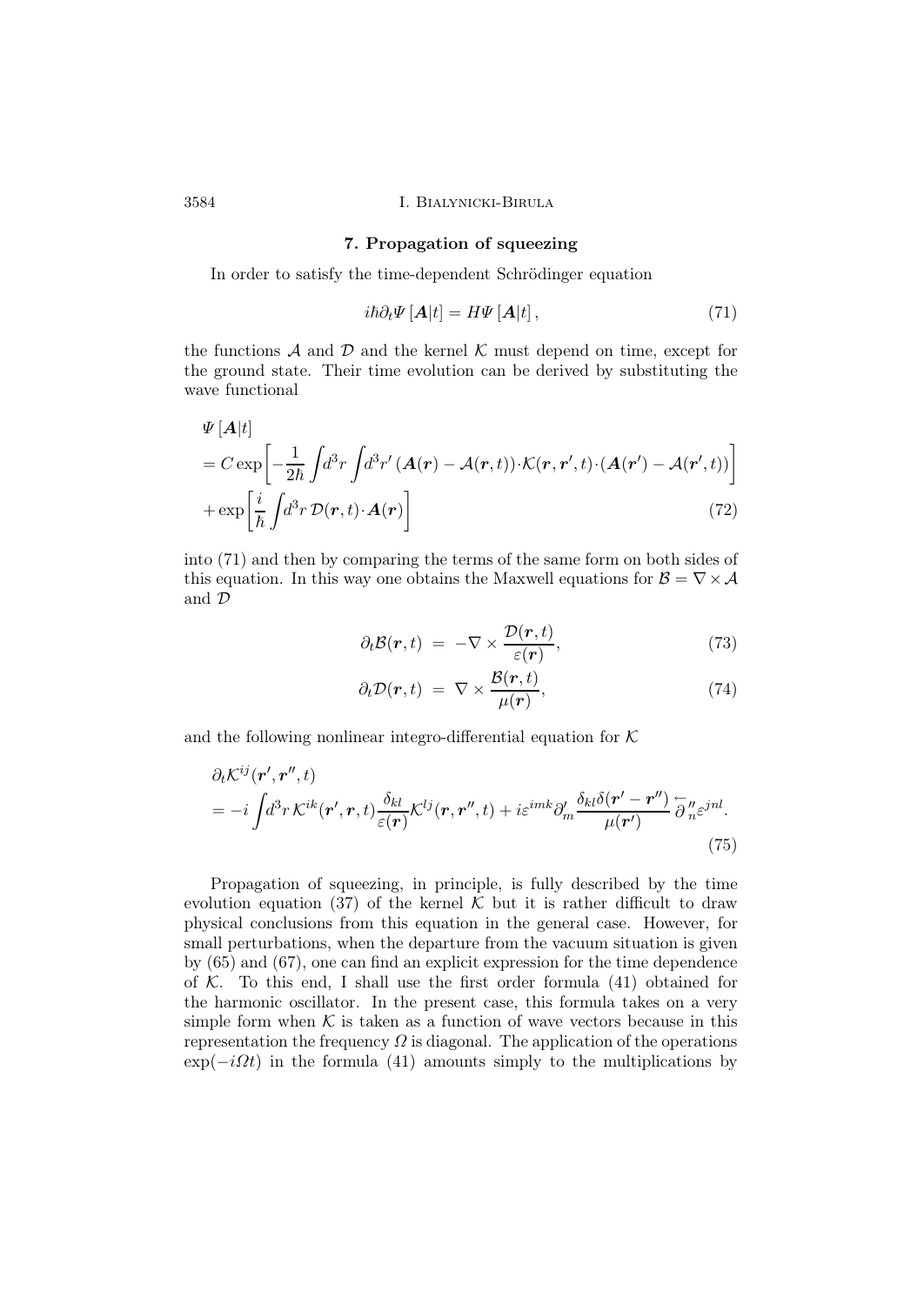## 7. Propagation of squeezing

In order to satisfy the time-dependent Schrödinger equation

$$i\hbar\partial_t \Psi\left[\boldsymbol{A}|t\right] = H\Psi\left[\boldsymbol{A}|t\right], \tag{71}$$

the functions $\mathcal{A}$ and $\mathcal{D}$ and the kernel $\mathcal{K}$ must depend on time, except for the ground state. Their time evolution can be derived by substituting the wave functional

$$\begin{aligned}
&\Psi\left[\boldsymbol{A}|t\right] \\
&= C\exp\left[-\frac{1}{2\hbar}\int\!d^3r\int\!d^3r'\,(\boldsymbol{A}(\boldsymbol{r})-\mathcal{A}(\boldsymbol{r},t))\cdot\mathcal{K}(\boldsymbol{r},\boldsymbol{r}',t)\cdot(\boldsymbol{A}(\boldsymbol{r}')-\mathcal{A}(\boldsymbol{r}',t))\right] \\
&+\exp\left[\frac{i}{\hbar}\int\!d^3r\,\mathcal{D}(\boldsymbol{r},t)\cdot\boldsymbol{A}(\boldsymbol{r})\right]
\end{aligned} \tag{72}$$

into (71) and then by comparing the terms of the same form on both sides of this equation. In this way one obtains the Maxwell equations for $\mathcal{B}=\nabla\times\mathcal{A}$ and $\mathcal{D}$

$$\partial_t\mathcal{B}(\boldsymbol{r},t) \;=\; -\nabla\times\frac{\mathcal{D}(\boldsymbol{r},t)}{\varepsilon(\boldsymbol{r})}, \tag{73}$$

$$\partial_t\mathcal{D}(\boldsymbol{r},t) \;=\; \nabla\times\frac{\mathcal{B}(\boldsymbol{r},t)}{\mu(\boldsymbol{r})}, \tag{74}$$

and the following nonlinear integro-differential equation for $\mathcal{K}$

$$\begin{aligned}
&\partial_t\mathcal{K}^{ij}(\boldsymbol{r}',\boldsymbol{r}'',t) \\
&= -i\int\!d^3r\,\mathcal{K}^{ik}(\boldsymbol{r}',\boldsymbol{r},t)\frac{\delta_{kl}}{\varepsilon(\boldsymbol{r})}\mathcal{K}^{lj}(\boldsymbol{r},\boldsymbol{r}'',t) + i\varepsilon^{imk}\partial'_m\frac{\delta_{kl}\delta(\boldsymbol{r}'-\boldsymbol{r}'')}{\mu(\boldsymbol{r}')}\overleftarrow{\partial}''_n\varepsilon^{jnl}.
\end{aligned} \tag{75}$$

Propagation of squeezing, in principle, is fully described by the time evolution equation (37) of the kernel $\mathcal{K}$ but it is rather difficult to draw physical conclusions from this equation in the general case. However, for small perturbations, when the departure from the vacuum situation is given by (65) and (67), one can find an explicit expression for the time dependence of $\mathcal{K}$. To this end, I shall use the first order formula (41) obtained for the harmonic oscillator. In the present case, this formula takes on a very simple form when $\mathcal{K}$ is taken as a function of wave vectors because in this representation the frequency $\Omega$ is diagonal. The application of the operations $\exp(-i\Omega t)$ in the formula (41) amounts simply to the multiplications by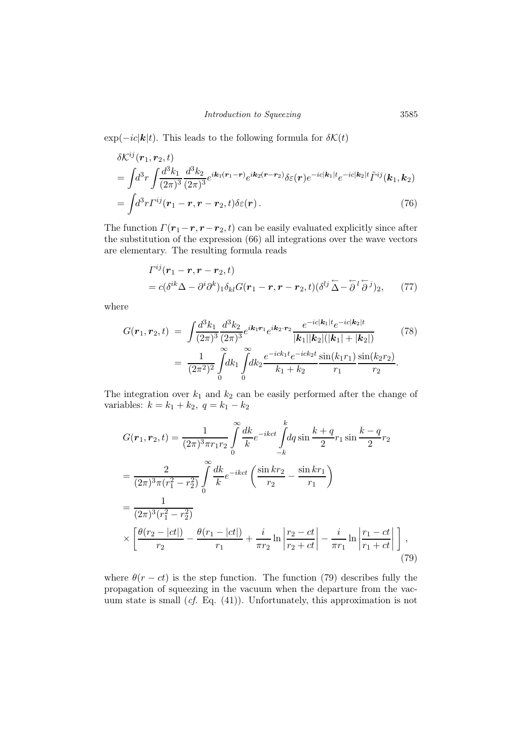$\exp(-ic|\boldsymbol{k}|t)$. This leads to the following formula for $\delta\mathcal{K}(t)$

$$
\begin{aligned}
&\delta\mathcal{K}^{ij}(\boldsymbol{r}_1,\boldsymbol{r}_2,t)\\
&=\int d^3r\int\frac{d^3k_1}{(2\pi)^3}\frac{d^3k_2}{(2\pi)^3}e^{i\boldsymbol{k}_1(\boldsymbol{r}_1-\boldsymbol{r})}e^{i\boldsymbol{k}_2(\boldsymbol{r}-\boldsymbol{r}_2)}\delta\varepsilon(\boldsymbol{r})e^{-ic|\boldsymbol{k}_1|t}e^{-ic|\boldsymbol{k}_2|t}\tilde{\Gamma}^{ij}(\boldsymbol{k}_1,\boldsymbol{k}_2)\\
&=\int d^3r\,\Gamma^{ij}(\boldsymbol{r}_1-\boldsymbol{r},\boldsymbol{r}-\boldsymbol{r}_2,t)\delta\varepsilon(\boldsymbol{r})\,.
\end{aligned}
\tag{76}
$$

The function $\Gamma(\boldsymbol{r}_1-\boldsymbol{r},\boldsymbol{r}-\boldsymbol{r}_2,t)$ can be easily evaluated explicitly since after the substitution of the expression (66) all integrations over the wave vectors are elementary. The resulting formula reads

$$
\begin{aligned}
&\Gamma^{ij}(\boldsymbol{r}_1-\boldsymbol{r},\boldsymbol{r}-\boldsymbol{r}_2,t)\\
&=c(\delta^{ik}\Delta-\partial^i\partial^k)_1\delta_{kl}G(\boldsymbol{r}_1-\boldsymbol{r},\boldsymbol{r}-\boldsymbol{r}_2,t)(\delta^{lj}\overleftarrow{\Delta}-\overleftarrow{\partial}^l\overleftarrow{\partial}^j)_2,
\end{aligned}
\tag{77}
$$

where

$$
\begin{aligned}
G(\boldsymbol{r}_1,\boldsymbol{r}_2,t) &= \int\frac{d^3k_1}{(2\pi)^3}\frac{d^3k_2}{(2\pi)^3}e^{i\boldsymbol{k}_1\boldsymbol{r}_1}e^{i\boldsymbol{k}_2\cdot\boldsymbol{r}_2}\frac{e^{-ic|\boldsymbol{k}_1|t}e^{-ic|\boldsymbol{k}_2|t}}{|\boldsymbol{k}_1||\boldsymbol{k}_2|(|\boldsymbol{k}_1|+|\boldsymbol{k}_2|)}\\
&= \frac{1}{(2\pi^2)^2}\int_0^\infty dk_1\int_0^\infty dk_2\frac{e^{-ick_1t}e^{-ick_2t}}{k_1+k_2}\frac{\sin(k_1r_1)}{r_1}\frac{\sin(k_2r_2)}{r_2}.
\end{aligned}
\tag{78}
$$

The integration over $k_1$ and $k_2$ can be easily performed after the change of variables: $k=k_1+k_2,\ q=k_1-k_2$

$$
\begin{aligned}
&G(\boldsymbol{r}_1,\boldsymbol{r}_2,t)=\frac{1}{(2\pi)^3\pi r_1r_2}\int_0^\infty\frac{dk}{k}e^{-ikct}\int_{-k}^{k}dq\sin\frac{k+q}{2}r_1\sin\frac{k-q}{2}r_2\\
&=\frac{2}{(2\pi)^3\pi(r_1^2-r_2^2)}\int_0^\infty\frac{dk}{k}e^{-ikct}\left(\frac{\sin kr_2}{r_2}-\frac{\sin kr_1}{r_1}\right)\\
&=\frac{1}{(2\pi)^3(r_1^2-r_2^2)}\\
&\times\left[\frac{\theta(r_2-|ct|)}{r_2}-\frac{\theta(r_1-|ct|)}{r_1}+\frac{i}{\pi r_2}\ln\left|\frac{r_2-ct}{r_2+ct}\right|-\frac{i}{\pi r_1}\ln\left|\frac{r_1-ct}{r_1+ct}\right|\,\right],
\end{aligned}
\tag{79}
$$

where $\theta(r-ct)$ is the step function. The function (79) describes fully the propagation of squeezing in the vacuum when the departure from the vacuum state is small (*cf.* Eq. (41)). Unfortunately, this approximation is not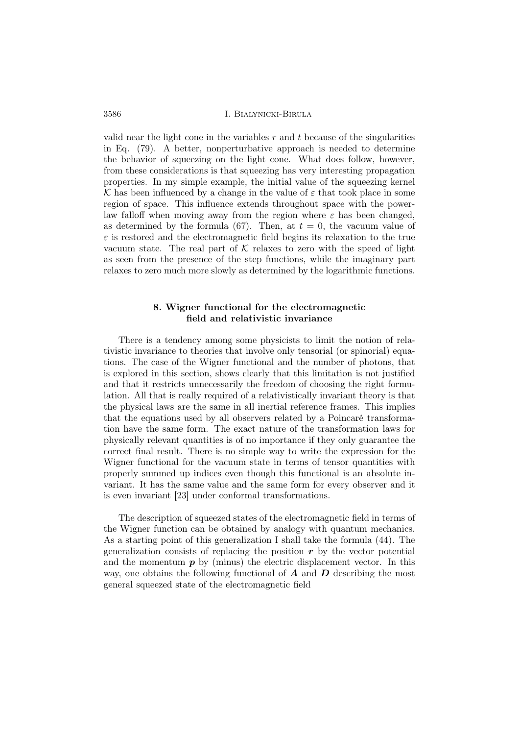valid near the light cone in the variables $r$ and $t$ because of the singularities in Eq. (79). A better, nonperturbative approach is needed to determine the behavior of squeezing on the light cone. What does follow, however, from these considerations is that squeezing has very interesting propagation properties. In my simple example, the initial value of the squeezing kernel $\mathcal{K}$ has been influenced by a change in the value of $\varepsilon$ that took place in some region of space. This influence extends throughout space with the power-law falloff when moving away from the region where $\varepsilon$ has been changed, as determined by the formula (67). Then, at $t = 0$, the vacuum value of $\varepsilon$ is restored and the electromagnetic field begins its relaxation to the true vacuum state. The real part of $\mathcal{K}$ relaxes to zero with the speed of light as seen from the presence of the step functions, while the imaginary part relaxes to zero much more slowly as determined by the logarithmic functions.

## 8. Wigner functional for the electromagnetic field and relativistic invariance

There is a tendency among some physicists to limit the notion of relativistic invariance to theories that involve only tensorial (or spinorial) equations. The case of the Wigner functional and the number of photons, that is explored in this section, shows clearly that this limitation is not justified and that it restricts unnecessarily the freedom of choosing the right formulation. All that is really required of a relativistically invariant theory is that the physical laws are the same in all inertial reference frames. This implies that the equations used by all observers related by a Poincaré transformation have the same form. The exact nature of the transformation laws for physically relevant quantities is of no importance if they only guarantee the correct final result. There is no simple way to write the expression for the Wigner functional for the vacuum state in terms of tensor quantities with properly summed up indices even though this functional is an absolute invariant. It has the same value and the same form for every observer and it is even invariant [23] under conformal transformations.

The description of squeezed states of the electromagnetic field in terms of the Wigner function can be obtained by analogy with quantum mechanics. As a starting point of this generalization I shall take the formula (44). The generalization consists of replacing the position $\boldsymbol{r}$ by the vector potential and the momentum $\boldsymbol{p}$ by (minus) the electric displacement vector. In this way, one obtains the following functional of $\boldsymbol{A}$ and $\boldsymbol{D}$ describing the most general squeezed state of the electromagnetic field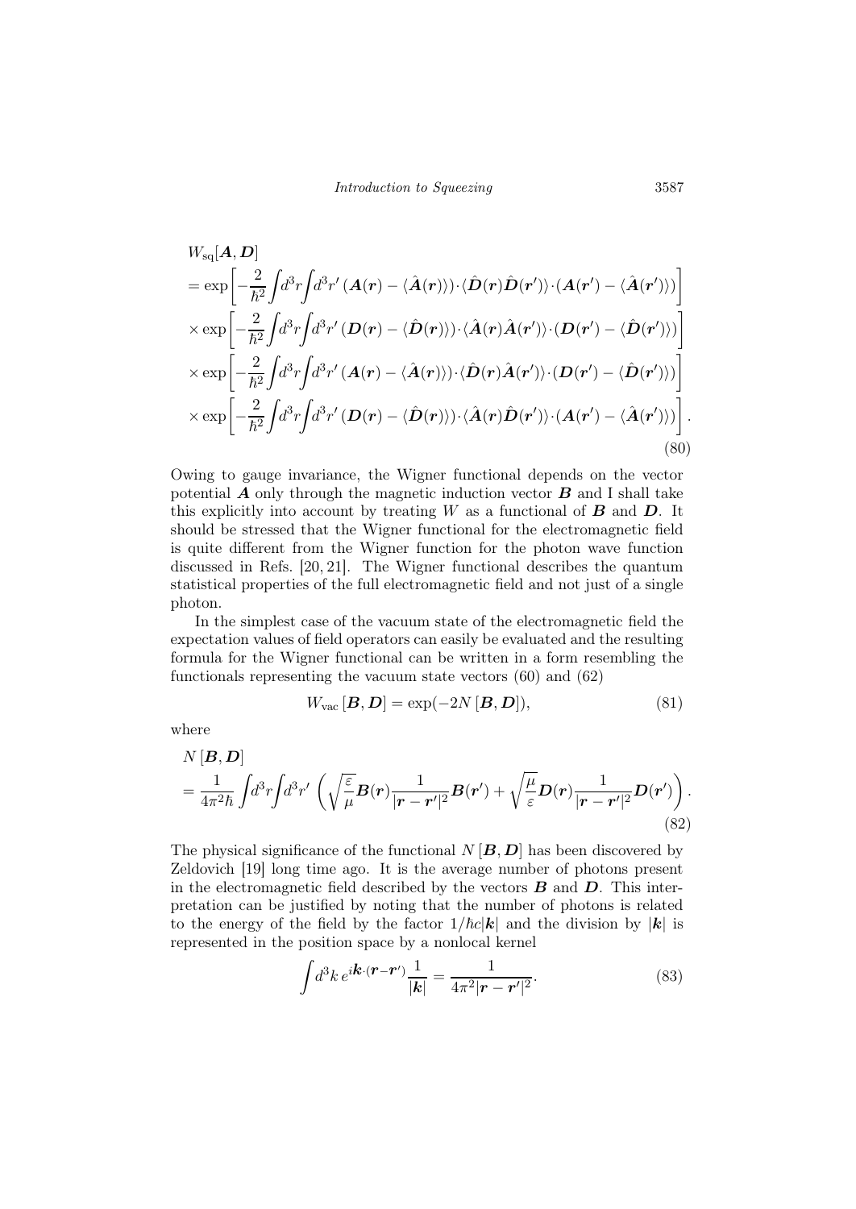$$
\begin{aligned}
&W_{\rm sq}[\boldsymbol{A},\boldsymbol{D}]\\
&=\exp\left[-\frac{2}{\hbar^2}\int d^3r\int d^3r'\,(\boldsymbol{A}(\boldsymbol{r})-\langle\hat{\boldsymbol{A}}(\boldsymbol{r})\rangle)\cdot\langle\hat{\boldsymbol{D}}(\boldsymbol{r})\hat{\boldsymbol{D}}(\boldsymbol{r}')\rangle\cdot(\boldsymbol{A}(\boldsymbol{r}')-\langle\hat{\boldsymbol{A}}(\boldsymbol{r}')\rangle)\right]\\
&\times\exp\left[-\frac{2}{\hbar^2}\int d^3r\int d^3r'\,(\boldsymbol{D}(\boldsymbol{r})-\langle\hat{\boldsymbol{D}}(\boldsymbol{r})\rangle)\cdot\langle\hat{\boldsymbol{A}}(\boldsymbol{r})\hat{\boldsymbol{A}}(\boldsymbol{r}')\rangle\cdot(\boldsymbol{D}(\boldsymbol{r}')-\langle\hat{\boldsymbol{D}}(\boldsymbol{r}')\rangle)\right]\\
&\times\exp\left[-\frac{2}{\hbar^2}\int d^3r\int d^3r'\,(\boldsymbol{A}(\boldsymbol{r})-\langle\hat{\boldsymbol{A}}(\boldsymbol{r})\rangle)\cdot\langle\hat{\boldsymbol{D}}(\boldsymbol{r})\hat{\boldsymbol{A}}(\boldsymbol{r}')\rangle\cdot(\boldsymbol{D}(\boldsymbol{r}')-\langle\hat{\boldsymbol{D}}(\boldsymbol{r}')\rangle)\right]\\
&\times\exp\left[-\frac{2}{\hbar^2}\int d^3r\int d^3r'\,(\boldsymbol{D}(\boldsymbol{r})-\langle\hat{\boldsymbol{D}}(\boldsymbol{r})\rangle)\cdot\langle\hat{\boldsymbol{A}}(\boldsymbol{r})\hat{\boldsymbol{D}}(\boldsymbol{r}')\rangle\cdot(\boldsymbol{A}(\boldsymbol{r}')-\langle\hat{\boldsymbol{A}}(\boldsymbol{r}')\rangle)\right].
\end{aligned}
\tag{80}
$$

Owing to gauge invariance, the Wigner functional depends on the vector potential $\boldsymbol{A}$ only through the magnetic induction vector $\boldsymbol{B}$ and I shall take this explicitly into account by treating $W$ as a functional of $\boldsymbol{B}$ and $\boldsymbol{D}$. It should be stressed that the Wigner functional for the electromagnetic field is quite different from the Wigner function for the photon wave function discussed in Refs. [20, 21]. The Wigner functional describes the quantum statistical properties of the full electromagnetic field and not just of a single photon.

In the simplest case of the vacuum state of the electromagnetic field the expectation values of field operators can easily be evaluated and the resulting formula for the Wigner functional can be written in a form resembling the functionals representing the vacuum state vectors (60) and (62)

$$
W_{\rm vac}\,[\boldsymbol{B},\boldsymbol{D}]=\exp(-2N\,[\boldsymbol{B},\boldsymbol{D}]),
\tag{81}
$$

where

$$
\begin{aligned}
&N\,[\boldsymbol{B},\boldsymbol{D}]\\
&=\frac{1}{4\pi^2\hbar}\int d^3r\int d^3r'\,\left(\sqrt{\frac{\varepsilon}{\mu}}\boldsymbol{B}(\boldsymbol{r})\frac{1}{|\boldsymbol{r}-\boldsymbol{r}'|^2}\boldsymbol{B}(\boldsymbol{r}')+\sqrt{\frac{\mu}{\varepsilon}}\boldsymbol{D}(\boldsymbol{r})\frac{1}{|\boldsymbol{r}-\boldsymbol{r}'|^2}\boldsymbol{D}(\boldsymbol{r}')\right).
\end{aligned}
\tag{82}
$$

The physical significance of the functional $N\,[\boldsymbol{B},\boldsymbol{D}]$ has been discovered by Zeldovich [19] long time ago. It is the average number of photons present in the electromagnetic field described by the vectors $\boldsymbol{B}$ and $\boldsymbol{D}$. This interpretation can be justified by noting that the number of photons is related to the energy of the field by the factor $1/\hbar c|\boldsymbol{k}|$ and the division by $|\boldsymbol{k}|$ is represented in the position space by a nonlocal kernel

$$
\int d^3k\,e^{i\boldsymbol{k}\cdot(\boldsymbol{r}-\boldsymbol{r}')}\frac{1}{|\boldsymbol{k}|}=\frac{1}{4\pi^2|\boldsymbol{r}-\boldsymbol{r}'|^2}.
\tag{83}
$$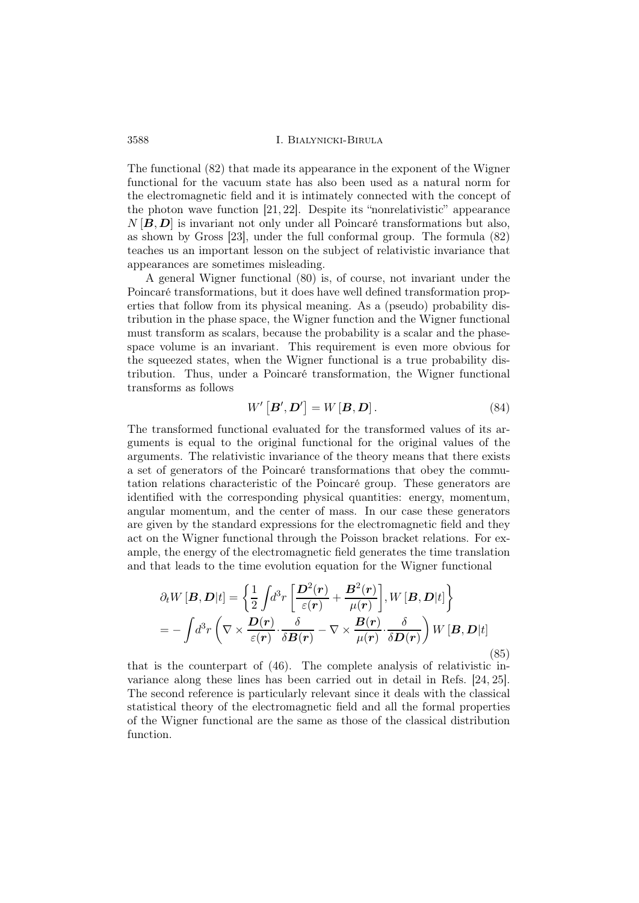The functional (82) that made its appearance in the exponent of the Wigner functional for the vacuum state has also been used as a natural norm for the electromagnetic field and it is intimately connected with the concept of the photon wave function [21, 22]. Despite its "nonrelativistic" appearance $N[\boldsymbol{B},\boldsymbol{D}]$ is invariant not only under all Poincaré transformations but also, as shown by Gross [23], under the full conformal group. The formula (82) teaches us an important lesson on the subject of relativistic invariance that appearances are sometimes misleading.

A general Wigner functional (80) is, of course, not invariant under the Poincaré transformations, but it does have well defined transformation properties that follow from its physical meaning. As a (pseudo) probability distribution in the phase space, the Wigner function and the Wigner functional must transform as scalars, because the probability is a scalar and the phase-space volume is an invariant. This requirement is even more obvious for the squeezed states, when the Wigner functional is a true probability distribution. Thus, under a Poincaré transformation, the Wigner functional transforms as follows

$$W'\left[\boldsymbol{B}',\boldsymbol{D}'\right] = W\left[\boldsymbol{B},\boldsymbol{D}\right]. \tag{84}$$

The transformed functional evaluated for the transformed values of its arguments is equal to the original functional for the original values of the arguments. The relativistic invariance of the theory means that there exists a set of generators of the Poincaré transformations that obey the commutation relations characteristic of the Poincaré group. These generators are identified with the corresponding physical quantities: energy, momentum, angular momentum, and the center of mass. In our case these generators are given by the standard expressions for the electromagnetic field and they act on the Wigner functional through the Poisson bracket relations. For example, the energy of the electromagnetic field generates the time translation and that leads to the time evolution equation for the Wigner functional

$$\begin{aligned}
\partial_t W\left[\boldsymbol{B},\boldsymbol{D}|t\right] &= \left\{\frac{1}{2}\int d^3r\left[\frac{\boldsymbol{D}^2(\boldsymbol{r})}{\varepsilon(\boldsymbol{r})}+\frac{\boldsymbol{B}^2(\boldsymbol{r})}{\mu(\boldsymbol{r})}\right], W\left[\boldsymbol{B},\boldsymbol{D}|t\right]\right\} \\
&= -\int d^3r\left(\nabla\times\frac{\boldsymbol{D}(\boldsymbol{r})}{\varepsilon(\boldsymbol{r})}\cdot\frac{\delta}{\delta\boldsymbol{B}(\boldsymbol{r})} - \nabla\times\frac{\boldsymbol{B}(\boldsymbol{r})}{\mu(\boldsymbol{r})}\cdot\frac{\delta}{\delta\boldsymbol{D}(\boldsymbol{r})}\right) W\left[\boldsymbol{B},\boldsymbol{D}|t\right]
\end{aligned} \tag{85}$$

that is the counterpart of (46). The complete analysis of relativistic invariance along these lines has been carried out in detail in Refs. [24, 25]. The second reference is particularly relevant since it deals with the classical statistical theory of the electromagnetic field and all the formal properties of the Wigner functional are the same as those of the classical distribution function.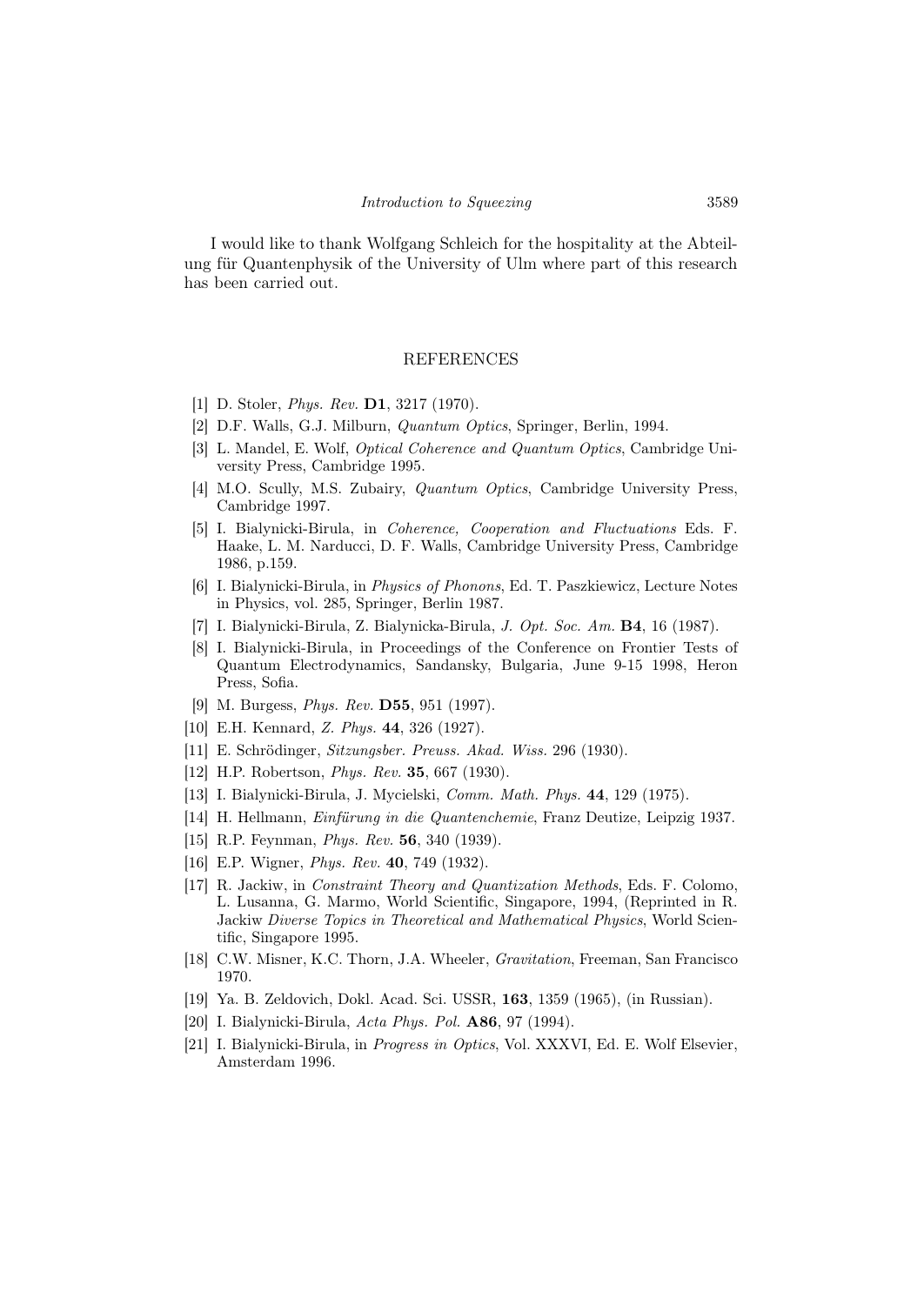I would like to thank Wolfgang Schleich for the hospitality at the Abteilung für Quantenphysik of the University of Ulm where part of this research has been carried out.

## REFERENCES

[1] D. Stoler, *Phys. Rev.* **D1**, 3217 (1970).

[2] D.F. Walls, G.J. Milburn, *Quantum Optics*, Springer, Berlin, 1994.

[3] L. Mandel, E. Wolf, *Optical Coherence and Quantum Optics*, Cambridge University Press, Cambridge 1995.

[4] M.O. Scully, M.S. Zubairy, *Quantum Optics*, Cambridge University Press, Cambridge 1997.

[5] I. Bialynicki-Birula, in *Coherence, Cooperation and Fluctuations* Eds. F. Haake, L. M. Narducci, D. F. Walls, Cambridge University Press, Cambridge 1986, p.159.

[6] I. Bialynicki-Birula, in *Physics of Phonons*, Ed. T. Paszkiewicz, Lecture Notes in Physics, vol. 285, Springer, Berlin 1987.

[7] I. Bialynicki-Birula, Z. Bialynicka-Birula, *J. Opt. Soc. Am.* **B4**, 16 (1987).

[8] I. Bialynicki-Birula, in Proceedings of the Conference on Frontier Tests of Quantum Electrodynamics, Sandansky, Bulgaria, June 9-15 1998, Heron Press, Sofia.

[9] M. Burgess, *Phys. Rev.* **D55**, 951 (1997).

[10] E.H. Kennard, *Z. Phys.* **44**, 326 (1927).

[11] E. Schrödinger, *Sitzungsber. Preuss. Akad. Wiss.* 296 (1930).

[12] H.P. Robertson, *Phys. Rev.* **35**, 667 (1930).

[13] I. Bialynicki-Birula, J. Mycielski, *Comm. Math. Phys.* **44**, 129 (1975).

[14] H. Hellmann, *Einfürung in die Quantenchemie*, Franz Deutize, Leipzig 1937.

[15] R.P. Feynman, *Phys. Rev.* **56**, 340 (1939).

[16] E.P. Wigner, *Phys. Rev.* **40**, 749 (1932).

[17] R. Jackiw, in *Constraint Theory and Quantization Methods*, Eds. F. Colomo, L. Lusanna, G. Marmo, World Scientific, Singapore, 1994, (Reprinted in R. Jackiw *Diverse Topics in Theoretical and Mathematical Physics*, World Scientific, Singapore 1995.

[18] C.W. Misner, K.C. Thorn, J.A. Wheeler, *Gravitation*, Freeman, San Francisco 1970.

[19] Ya. B. Zeldovich, Dokl. Acad. Sci. USSR, **163**, 1359 (1965), (in Russian).

[20] I. Bialynicki-Birula, *Acta Phys. Pol.* **A86**, 97 (1994).

[21] I. Bialynicki-Birula, in *Progress in Optics*, Vol. XXXVI, Ed. E. Wolf Elsevier, Amsterdam 1996.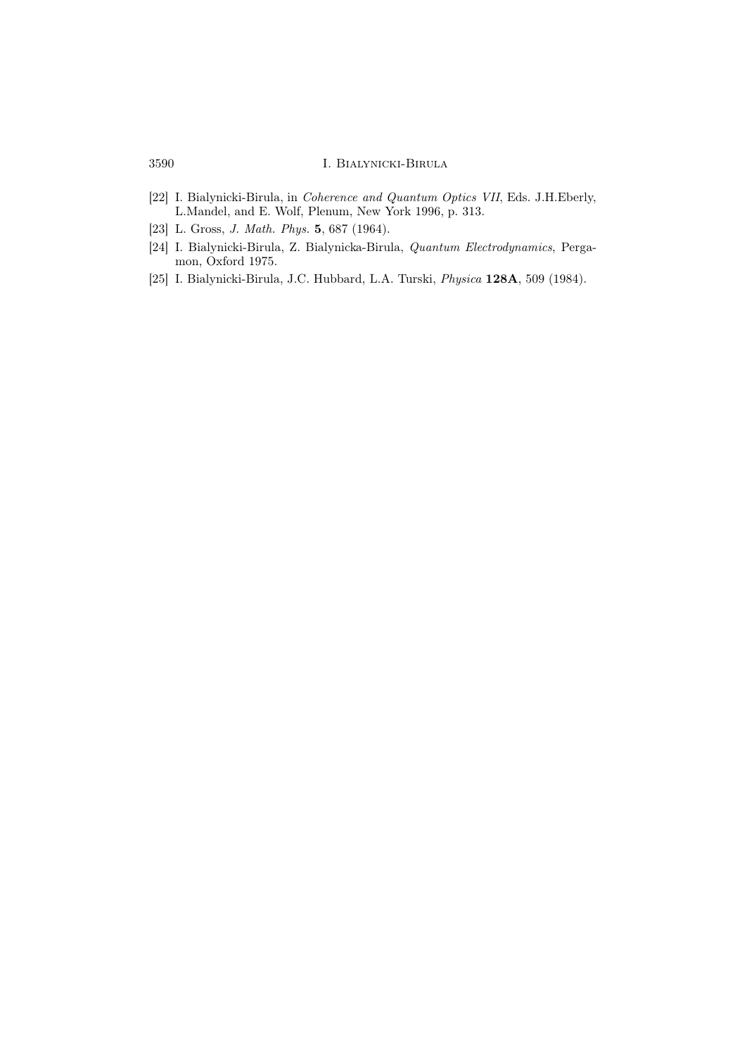[22] I. Bialynicki-Birula, in *Coherence and Quantum Optics VII*, Eds. J.H.Eberly, L.Mandel, and E. Wolf, Plenum, New York 1996, p. 313.

[23] L. Gross, *J. Math. Phys.* **5**, 687 (1964).

[24] I. Bialynicki-Birula, Z. Bialynicka-Birula, *Quantum Electrodynamics*, Pergamon, Oxford 1975.

[25] I. Bialynicki-Birula, J.C. Hubbard, L.A. Turski, *Physica* **128A**, 509 (1984).